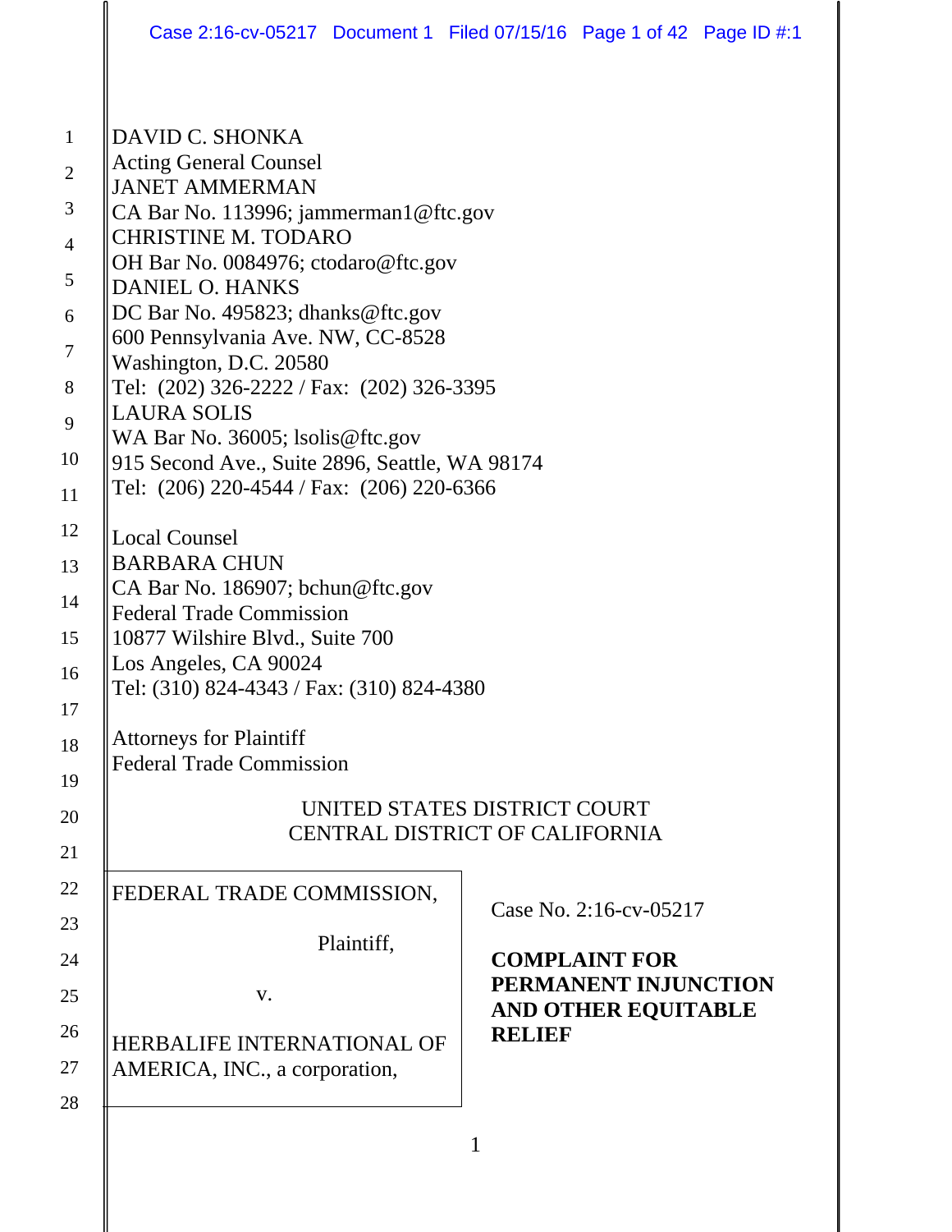DAVID C. SHONKA
Acting General Counsel
JANET AMMERMAN
CA Bar No. 113996; jammerman1@ftc.gov
CHRISTINE M. TODARO
OH Bar No. 0084976; ctodaro@ftc.gov
DANIEL O. HANKS
DC Bar No. 495823; dhanks@ftc.gov
600 Pennsylvania Ave. NW, CC-8528
Washington, D.C. 20580
Tel: (202) 326-2222 / Fax: (202) 326-3395
LAURA SOLIS
WA Bar No. 36005; lsolis@ftc.gov
915 Second Ave., Suite 2896, Seattle, WA 98174
Tel: (206) 220-4544 / Fax: (206) 220-6366

Local Counsel
BARBARA CHUN
CA Bar No. 186907; bchun@ftc.gov
Federal Trade Commission
10877 Wilshire Blvd., Suite 700
Los Angeles, CA 90024
Tel: (310) 824-4343 / Fax: (310) 824-4380

Attorneys for Plaintiff
Federal Trade Commission

UNITED STATES DISTRICT COURT
CENTRAL DISTRICT OF CALIFORNIA

FEDERAL TRADE COMMISSION,

Plaintiff,

v.

HERBALIFE INTERNATIONAL OF AMERICA, INC., a corporation,

Case No. 2:16-cv-05217

**COMPLAINT FOR PERMANENT INJUNCTION AND OTHER EQUITABLE RELIEF**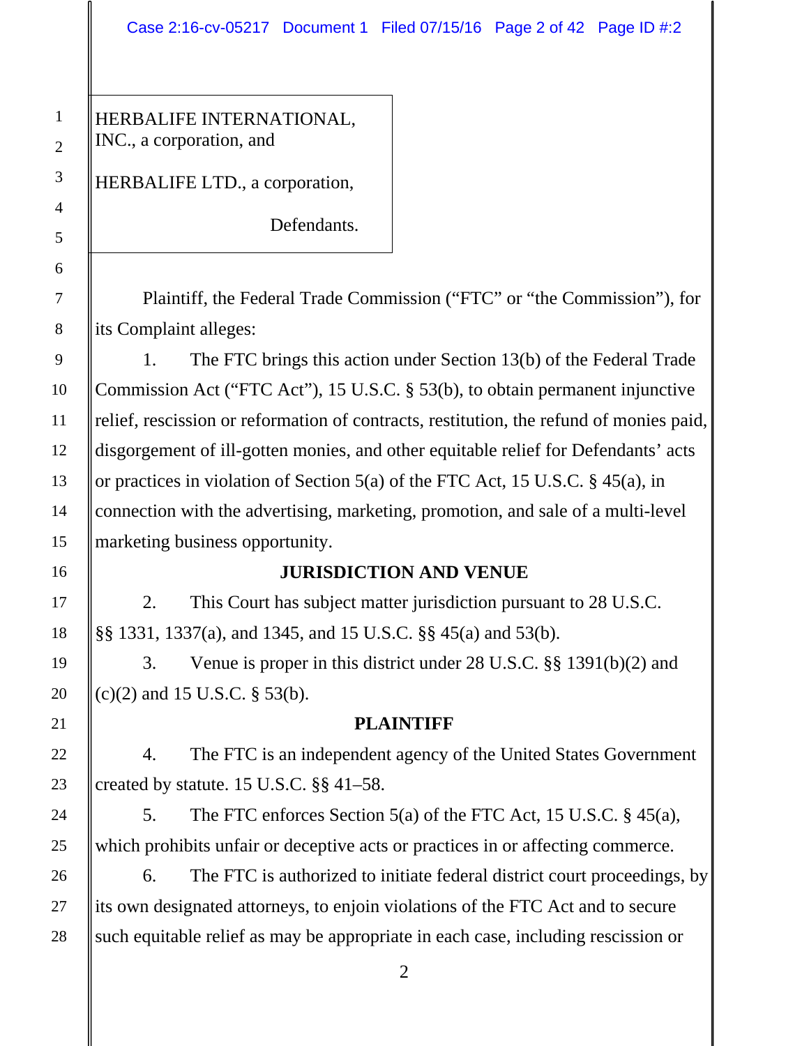HERBALIFE INTERNATIONAL, INC., a corporation, and

HERBALIFE LTD., a corporation,

Defendants.

Plaintiff, the Federal Trade Commission ("FTC" or "the Commission"), for its Complaint alleges:

1. The FTC brings this action under Section 13(b) of the Federal Trade Commission Act ("FTC Act"), 15 U.S.C. § 53(b), to obtain permanent injunctive relief, rescission or reformation of contracts, restitution, the refund of monies paid, disgorgement of ill-gotten monies, and other equitable relief for Defendants' acts or practices in violation of Section 5(a) of the FTC Act, 15 U.S.C. § 45(a), in connection with the advertising, marketing, promotion, and sale of a multi-level marketing business opportunity.

## JURISDICTION AND VENUE

2. This Court has subject matter jurisdiction pursuant to 28 U.S.C. §§ 1331, 1337(a), and 1345, and 15 U.S.C. §§ 45(a) and 53(b).

3. Venue is proper in this district under 28 U.S.C. §§ 1391(b)(2) and (c)(2) and 15 U.S.C. § 53(b).

## PLAINTIFF

4. The FTC is an independent agency of the United States Government created by statute. 15 U.S.C. §§ 41–58.

5. The FTC enforces Section 5(a) of the FTC Act, 15 U.S.C. § 45(a), which prohibits unfair or deceptive acts or practices in or affecting commerce.

6. The FTC is authorized to initiate federal district court proceedings, by its own designated attorneys, to enjoin violations of the FTC Act and to secure such equitable relief as may be appropriate in each case, including rescission or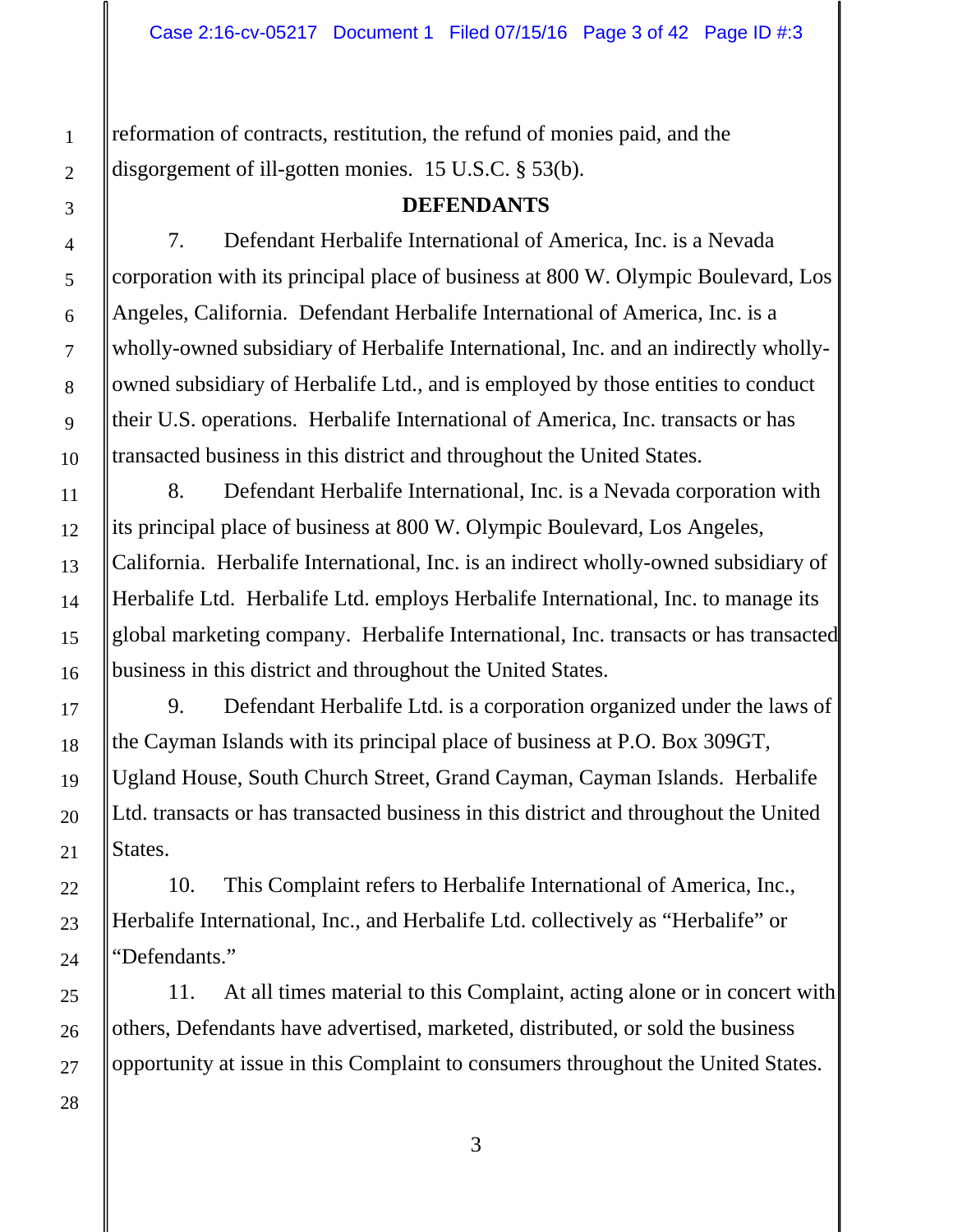reformation of contracts, restitution, the refund of monies paid, and the disgorgement of ill-gotten monies. 15 U.S.C. § 53(b).

**DEFENDANTS**

7. Defendant Herbalife International of America, Inc. is a Nevada corporation with its principal place of business at 800 W. Olympic Boulevard, Los Angeles, California. Defendant Herbalife International of America, Inc. is a wholly-owned subsidiary of Herbalife International, Inc. and an indirectly wholly-owned subsidiary of Herbalife Ltd., and is employed by those entities to conduct their U.S. operations. Herbalife International of America, Inc. transacts or has transacted business in this district and throughout the United States.

8. Defendant Herbalife International, Inc. is a Nevada corporation with its principal place of business at 800 W. Olympic Boulevard, Los Angeles, California. Herbalife International, Inc. is an indirect wholly-owned subsidiary of Herbalife Ltd. Herbalife Ltd. employs Herbalife International, Inc. to manage its global marketing company. Herbalife International, Inc. transacts or has transacted business in this district and throughout the United States.

9. Defendant Herbalife Ltd. is a corporation organized under the laws of the Cayman Islands with its principal place of business at P.O. Box 309GT, Ugland House, South Church Street, Grand Cayman, Cayman Islands. Herbalife Ltd. transacts or has transacted business in this district and throughout the United States.

10. This Complaint refers to Herbalife International of America, Inc., Herbalife International, Inc., and Herbalife Ltd. collectively as "Herbalife" or "Defendants."

11. At all times material to this Complaint, acting alone or in concert with others, Defendants have advertised, marketed, distributed, or sold the business opportunity at issue in this Complaint to consumers throughout the United States.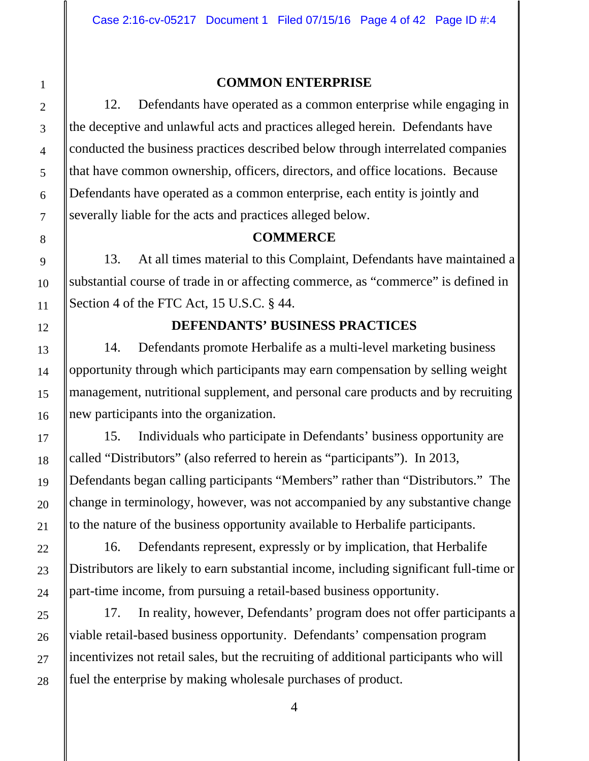## COMMON ENTERPRISE

12. Defendants have operated as a common enterprise while engaging in the deceptive and unlawful acts and practices alleged herein. Defendants have conducted the business practices described below through interrelated companies that have common ownership, officers, directors, and office locations. Because Defendants have operated as a common enterprise, each entity is jointly and severally liable for the acts and practices alleged below.

## COMMERCE

13. At all times material to this Complaint, Defendants have maintained a substantial course of trade in or affecting commerce, as "commerce" is defined in Section 4 of the FTC Act, 15 U.S.C. § 44.

## DEFENDANTS' BUSINESS PRACTICES

14. Defendants promote Herbalife as a multi-level marketing business opportunity through which participants may earn compensation by selling weight management, nutritional supplement, and personal care products and by recruiting new participants into the organization.

15. Individuals who participate in Defendants' business opportunity are called "Distributors" (also referred to herein as "participants"). In 2013, Defendants began calling participants "Members" rather than "Distributors." The change in terminology, however, was not accompanied by any substantive change to the nature of the business opportunity available to Herbalife participants.

16. Defendants represent, expressly or by implication, that Herbalife Distributors are likely to earn substantial income, including significant full-time or part-time income, from pursuing a retail-based business opportunity.

17. In reality, however, Defendants' program does not offer participants a viable retail-based business opportunity. Defendants' compensation program incentivizes not retail sales, but the recruiting of additional participants who will fuel the enterprise by making wholesale purchases of product.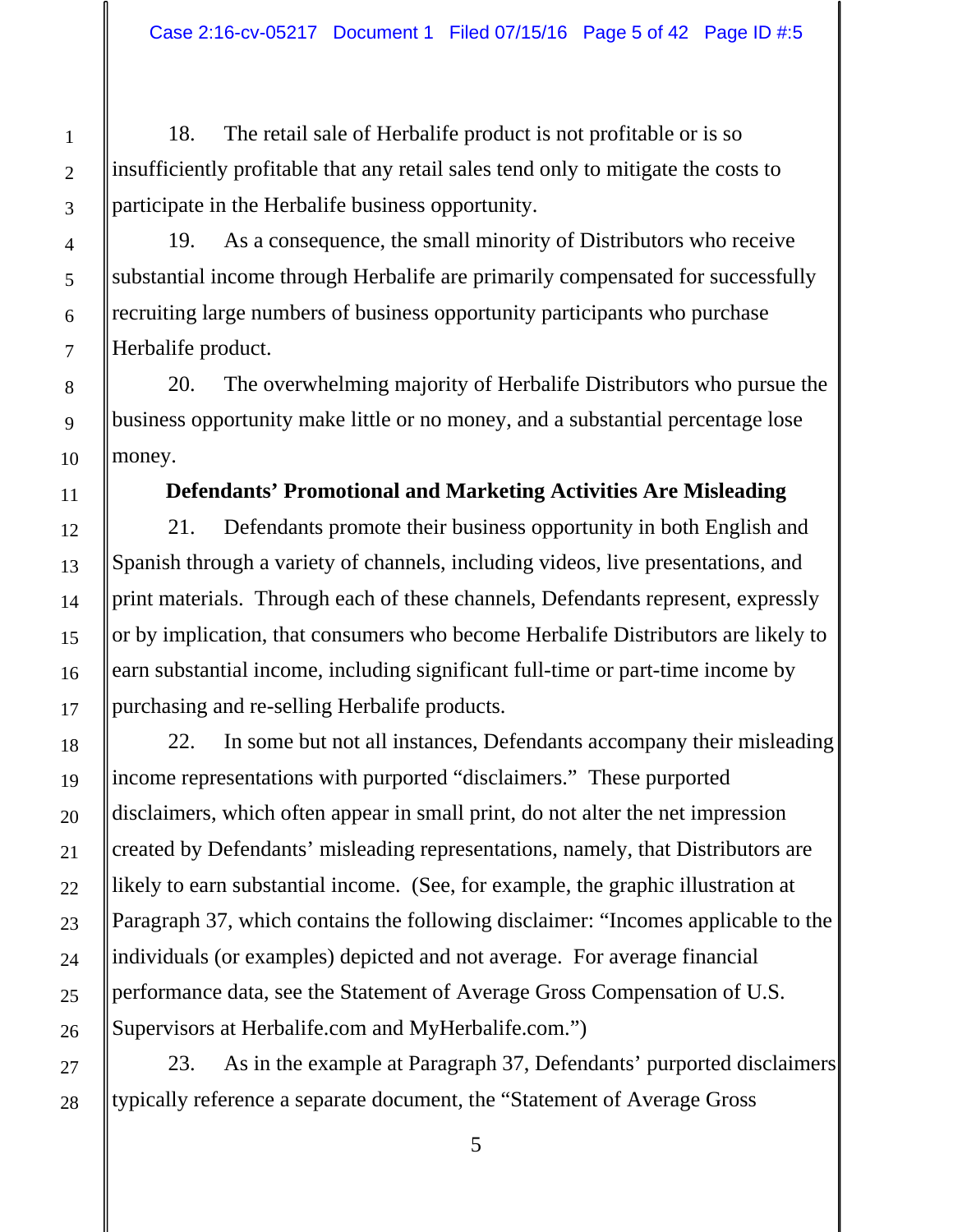18. The retail sale of Herbalife product is not profitable or is so insufficiently profitable that any retail sales tend only to mitigate the costs to participate in the Herbalife business opportunity.

19. As a consequence, the small minority of Distributors who receive substantial income through Herbalife are primarily compensated for successfully recruiting large numbers of business opportunity participants who purchase Herbalife product.

20. The overwhelming majority of Herbalife Distributors who pursue the business opportunity make little or no money, and a substantial percentage lose money.

**Defendants' Promotional and Marketing Activities Are Misleading**

21. Defendants promote their business opportunity in both English and Spanish through a variety of channels, including videos, live presentations, and print materials. Through each of these channels, Defendants represent, expressly or by implication, that consumers who become Herbalife Distributors are likely to earn substantial income, including significant full-time or part-time income by purchasing and re-selling Herbalife products.

22. In some but not all instances, Defendants accompany their misleading income representations with purported "disclaimers." These purported disclaimers, which often appear in small print, do not alter the net impression created by Defendants' misleading representations, namely, that Distributors are likely to earn substantial income. (See, for example, the graphic illustration at Paragraph 37, which contains the following disclaimer: "Incomes applicable to the individuals (or examples) depicted and not average. For average financial performance data, see the Statement of Average Gross Compensation of U.S. Supervisors at Herbalife.com and MyHerbalife.com.")

23. As in the example at Paragraph 37, Defendants' purported disclaimers typically reference a separate document, the "Statement of Average Gross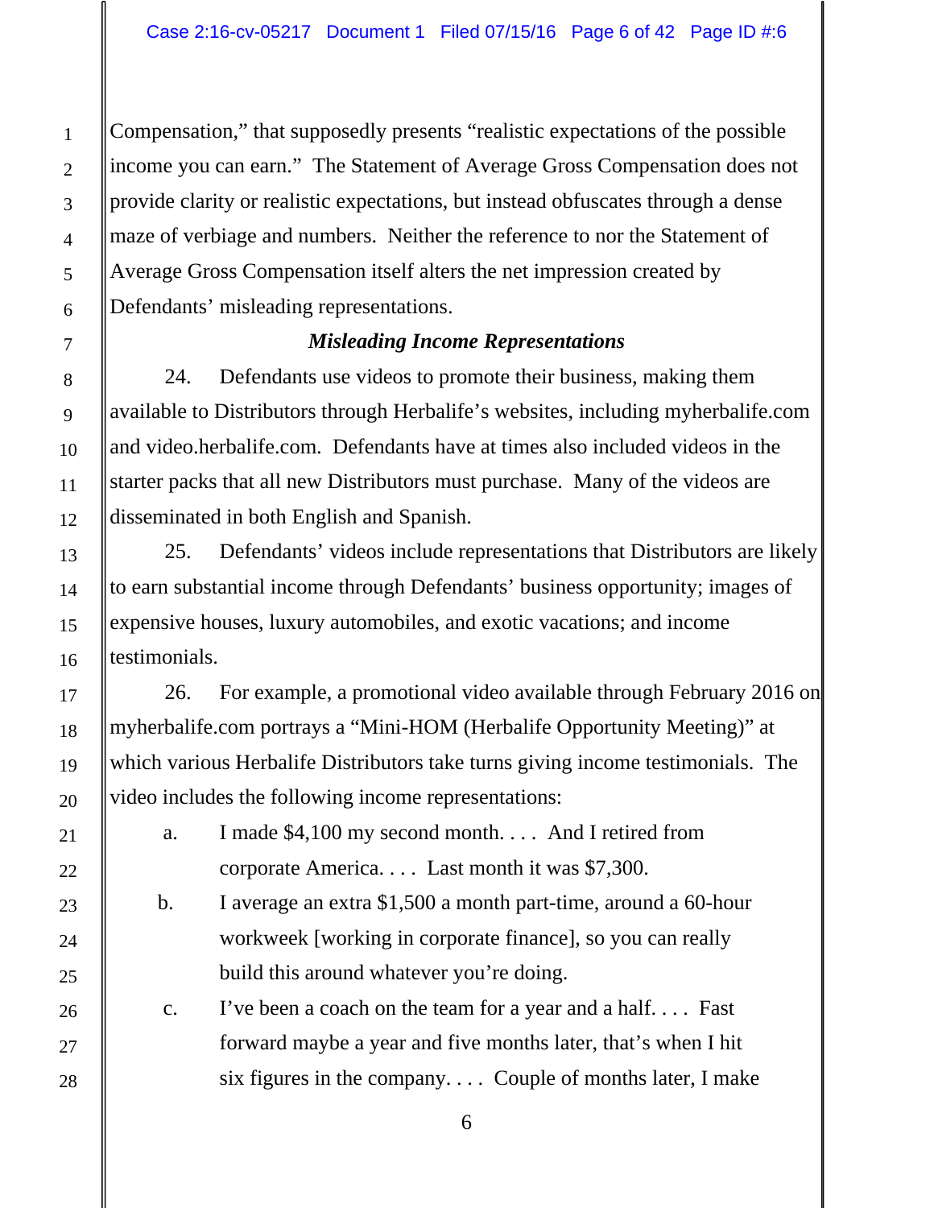Compensation," that supposedly presents "realistic expectations of the possible income you can earn." The Statement of Average Gross Compensation does not provide clarity or realistic expectations, but instead obfuscates through a dense maze of verbiage and numbers. Neither the reference to nor the Statement of Average Gross Compensation itself alters the net impression created by Defendants' misleading representations.

***Misleading Income Representations***

24. Defendants use videos to promote their business, making them available to Distributors through Herbalife's websites, including myherbalife.com and video.herbalife.com. Defendants have at times also included videos in the starter packs that all new Distributors must purchase. Many of the videos are disseminated in both English and Spanish.

25. Defendants' videos include representations that Distributors are likely to earn substantial income through Defendants' business opportunity; images of expensive houses, luxury automobiles, and exotic vacations; and income testimonials.

26. For example, a promotional video available through February 2016 on myherbalife.com portrays a "Mini-HOM (Herbalife Opportunity Meeting)" at which various Herbalife Distributors take turns giving income testimonials. The video includes the following income representations:

a. I made $4,100 my second month. . . . And I retired from corporate America. . . . Last month it was $7,300.

b. I average an extra $1,500 a month part-time, around a 60-hour workweek [working in corporate finance], so you can really build this around whatever you're doing.

c. I've been a coach on the team for a year and a half. . . . Fast forward maybe a year and five months later, that's when I hit six figures in the company. . . . Couple of months later, I make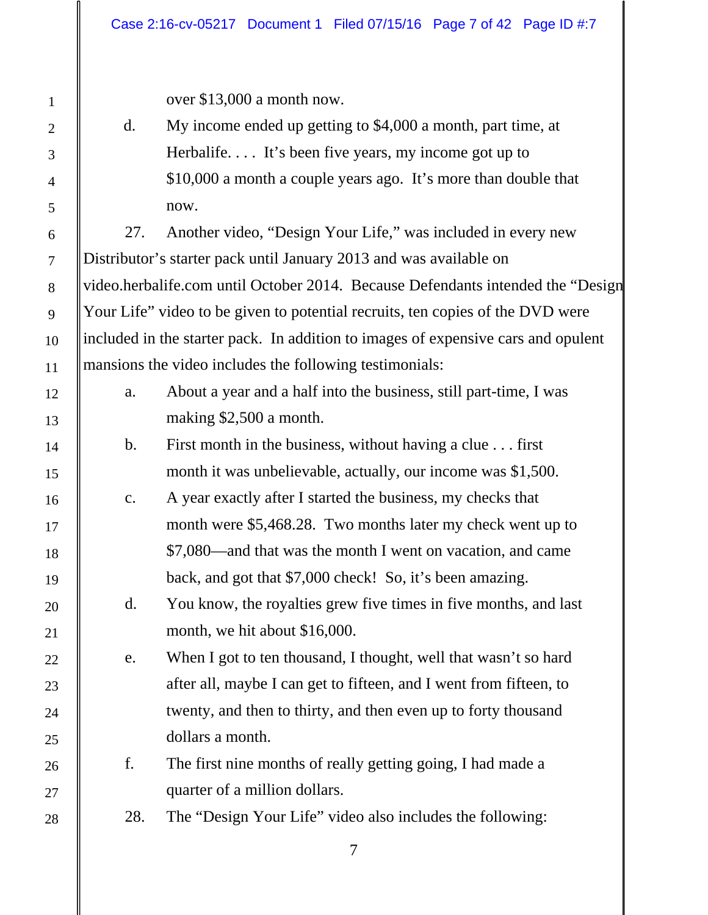over $13,000 a month now.

d. My income ended up getting to $4,000 a month, part time, at Herbalife. . . . It's been five years, my income got up to $10,000 a month a couple years ago. It's more than double that now.

27. Another video, "Design Your Life," was included in every new Distributor's starter pack until January 2013 and was available on video.herbalife.com until October 2014. Because Defendants intended the "Design Your Life" video to be given to potential recruits, ten copies of the DVD were included in the starter pack. In addition to images of expensive cars and opulent mansions the video includes the following testimonials:

a. About a year and a half into the business, still part-time, I was making $2,500 a month.

b. First month in the business, without having a clue . . . first month it was unbelievable, actually, our income was $1,500.

c. A year exactly after I started the business, my checks that month were $5,468.28. Two months later my check went up to $7,080—and that was the month I went on vacation, and came back, and got that $7,000 check! So, it's been amazing.

d. You know, the royalties grew five times in five months, and last month, we hit about $16,000.

e. When I got to ten thousand, I thought, well that wasn't so hard after all, maybe I can get to fifteen, and I went from fifteen, to twenty, and then to thirty, and then even up to forty thousand dollars a month.

f. The first nine months of really getting going, I had made a quarter of a million dollars.

28. The "Design Your Life" video also includes the following: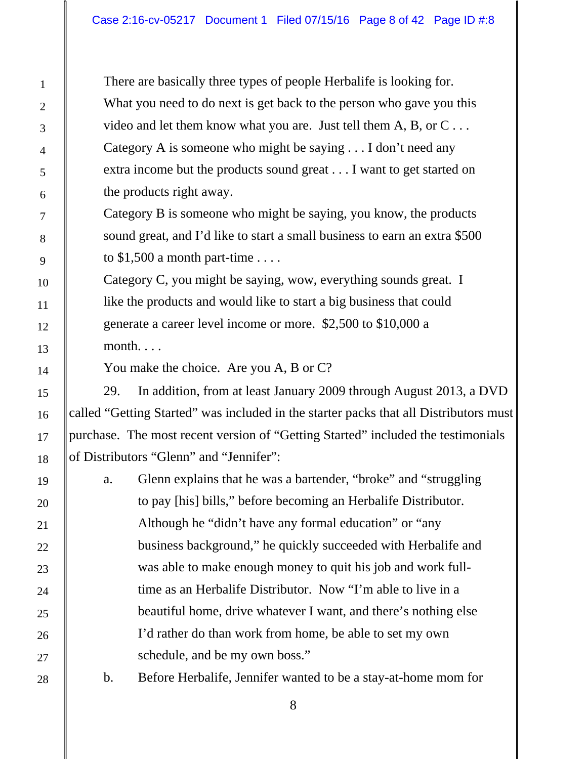> There are basically three types of people Herbalife is looking for. What you need to do next is get back to the person who gave you this video and let them know what you are. Just tell them A, B, or C . . .
>
> Category A is someone who might be saying . . . I don't need any extra income but the products sound great . . . I want to get started on the products right away.
>
> Category B is someone who might be saying, you know, the products sound great, and I'd like to start a small business to earn an extra $500 to $1,500 a month part-time . . . .
>
> Category C, you might be saying, wow, everything sounds great. I like the products and would like to start a big business that could generate a career level income or more. $2,500 to $10,000 a month. . . .
>
> You make the choice. Are you A, B or C?

29. In addition, from at least January 2009 through August 2013, a DVD called "Getting Started" was included in the starter packs that all Distributors must purchase. The most recent version of "Getting Started" included the testimonials of Distributors "Glenn" and "Jennifer":

a. Glenn explains that he was a bartender, "broke" and "struggling to pay [his] bills," before becoming an Herbalife Distributor. Although he "didn't have any formal education" or "any business background," he quickly succeeded with Herbalife and was able to make enough money to quit his job and work full-time as an Herbalife Distributor. Now "I'm able to live in a beautiful home, drive whatever I want, and there's nothing else I'd rather do than work from home, be able to set my own schedule, and be my own boss."

b. Before Herbalife, Jennifer wanted to be a stay-at-home mom for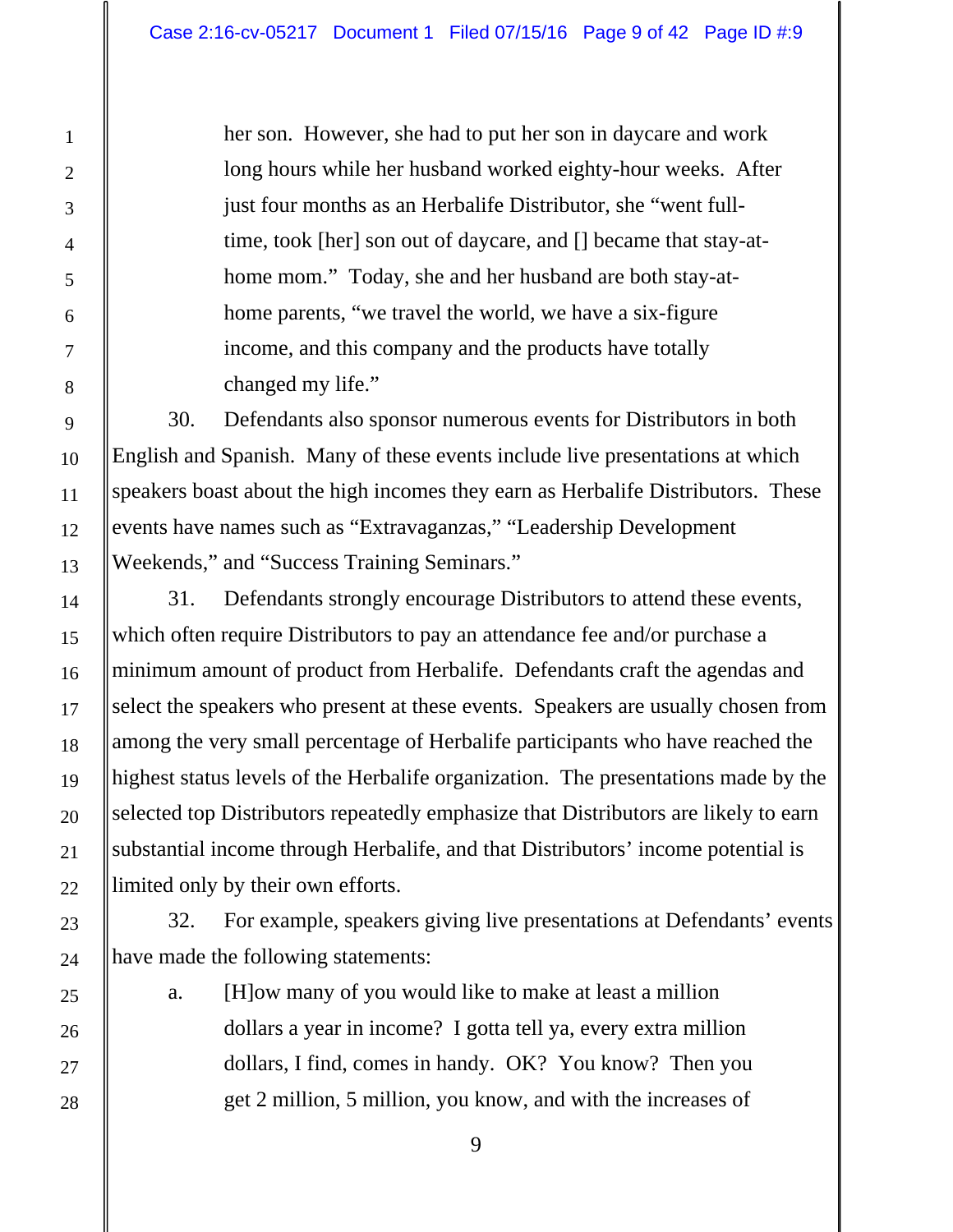her son. However, she had to put her son in daycare and work long hours while her husband worked eighty-hour weeks. After just four months as an Herbalife Distributor, she "went full-time, took [her] son out of daycare, and [] became that stay-at-home mom." Today, she and her husband are both stay-at-home parents, "we travel the world, we have a six-figure income, and this company and the products have totally changed my life."

30. Defendants also sponsor numerous events for Distributors in both English and Spanish. Many of these events include live presentations at which speakers boast about the high incomes they earn as Herbalife Distributors. These events have names such as "Extravaganzas," "Leadership Development Weekends," and "Success Training Seminars."

31. Defendants strongly encourage Distributors to attend these events, which often require Distributors to pay an attendance fee and/or purchase a minimum amount of product from Herbalife. Defendants craft the agendas and select the speakers who present at these events. Speakers are usually chosen from among the very small percentage of Herbalife participants who have reached the highest status levels of the Herbalife organization. The presentations made by the selected top Distributors repeatedly emphasize that Distributors are likely to earn substantial income through Herbalife, and that Distributors' income potential is limited only by their own efforts.

32. For example, speakers giving live presentations at Defendants' events have made the following statements:

a. [H]ow many of you would like to make at least a million dollars a year in income? I gotta tell ya, every extra million dollars, I find, comes in handy. OK? You know? Then you get 2 million, 5 million, you know, and with the increases of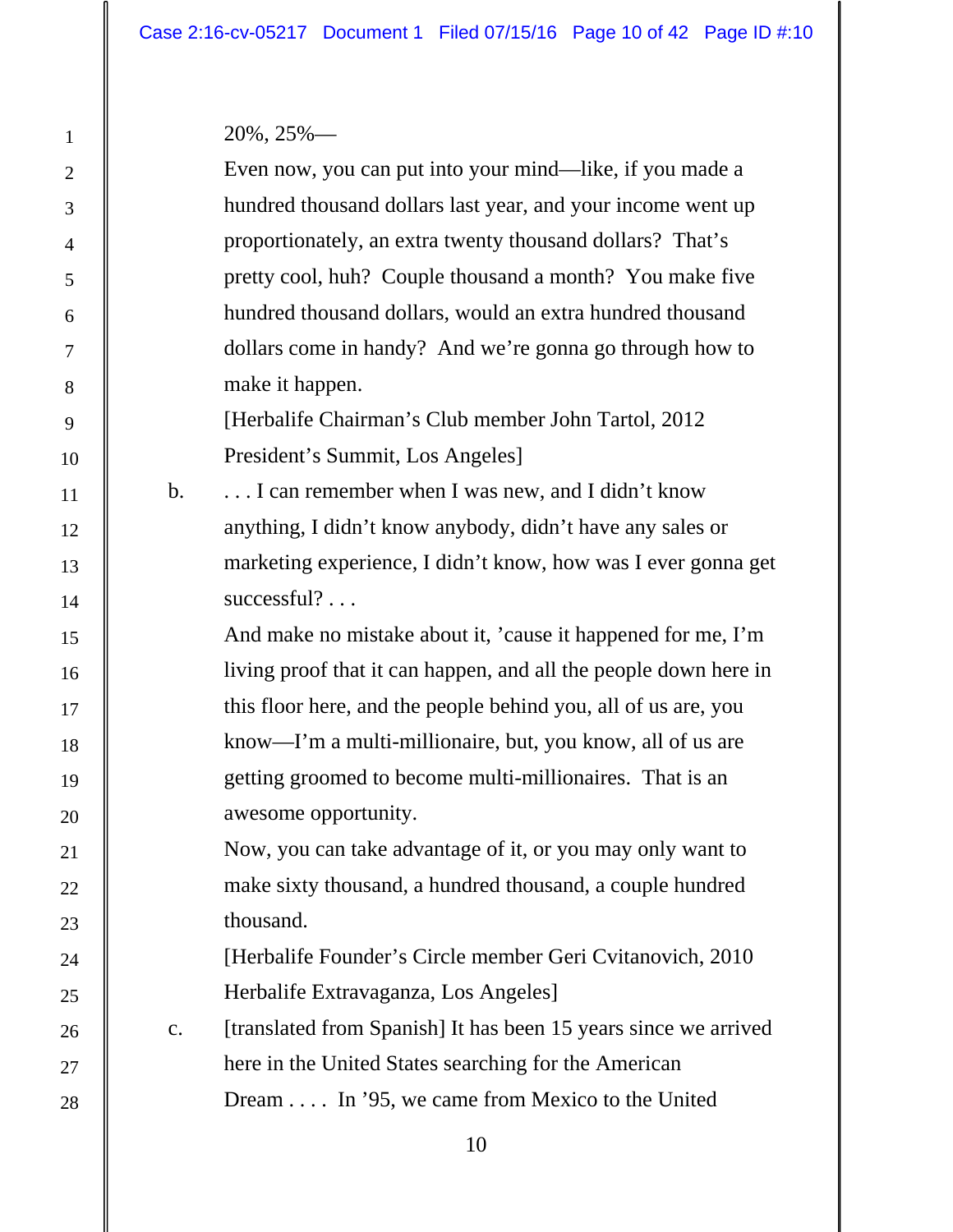20%, 25%—

Even now, you can put into your mind—like, if you made a hundred thousand dollars last year, and your income went up proportionately, an extra twenty thousand dollars? That's pretty cool, huh? Couple thousand a month? You make five hundred thousand dollars, would an extra hundred thousand dollars come in handy? And we're gonna go through how to make it happen.

[Herbalife Chairman's Club member John Tartol, 2012 President's Summit, Los Angeles]

b. . . . I can remember when I was new, and I didn't know anything, I didn't know anybody, didn't have any sales or marketing experience, I didn't know, how was I ever gonna get successful? . . .

And make no mistake about it, 'cause it happened for me, I'm living proof that it can happen, and all the people down here in this floor here, and the people behind you, all of us are, you know—I'm a multi-millionaire, but, you know, all of us are getting groomed to become multi-millionaires. That is an awesome opportunity.

Now, you can take advantage of it, or you may only want to make sixty thousand, a hundred thousand, a couple hundred thousand.

[Herbalife Founder's Circle member Geri Cvitanovich, 2010 Herbalife Extravaganza, Los Angeles]

c. [translated from Spanish] It has been 15 years since we arrived here in the United States searching for the American Dream . . . . In '95, we came from Mexico to the United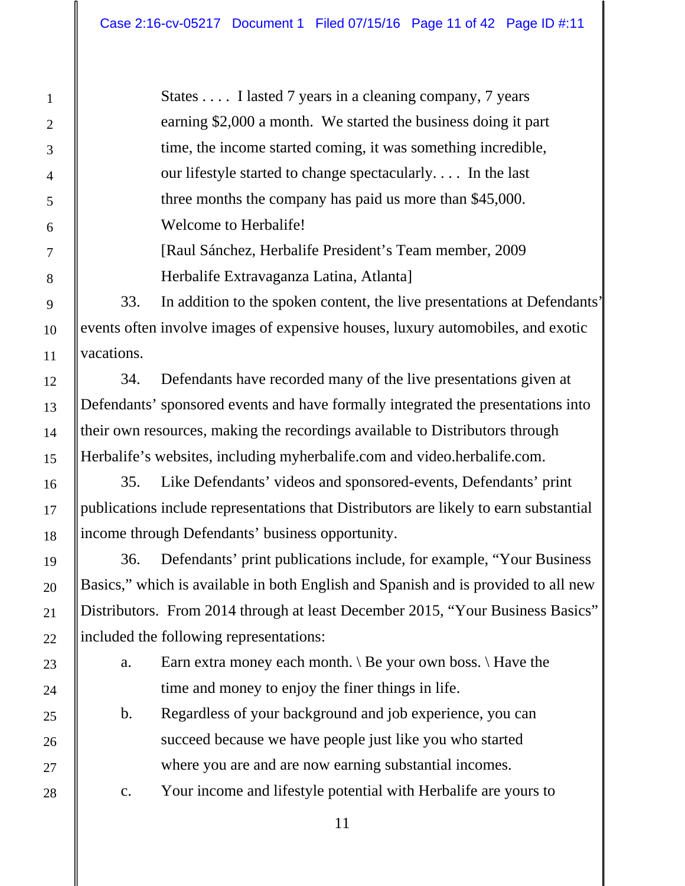> States . . . . I lasted 7 years in a cleaning company, 7 years earning $2,000 a month. We started the business doing it part time, the income started coming, it was something incredible, our lifestyle started to change spectacularly. . . . In the last three months the company has paid us more than $45,000. Welcome to Herbalife!
>
> [Raul Sánchez, Herbalife President's Team member, 2009 Herbalife Extravaganza Latina, Atlanta]

33. In addition to the spoken content, the live presentations at Defendants' events often involve images of expensive houses, luxury automobiles, and exotic vacations.

34. Defendants have recorded many of the live presentations given at Defendants' sponsored events and have formally integrated the presentations into their own resources, making the recordings available to Distributors through Herbalife's websites, including myherbalife.com and video.herbalife.com.

35. Like Defendants' videos and sponsored-events, Defendants' print publications include representations that Distributors are likely to earn substantial income through Defendants' business opportunity.

36. Defendants' print publications include, for example, "Your Business Basics," which is available in both English and Spanish and is provided to all new Distributors. From 2014 through at least December 2015, "Your Business Basics" included the following representations:

a. Earn extra money each month. \ Be your own boss. \ Have the time and money to enjoy the finer things in life.

b. Regardless of your background and job experience, you can succeed because we have people just like you who started where you are and are now earning substantial incomes.

c. Your income and lifestyle potential with Herbalife are yours to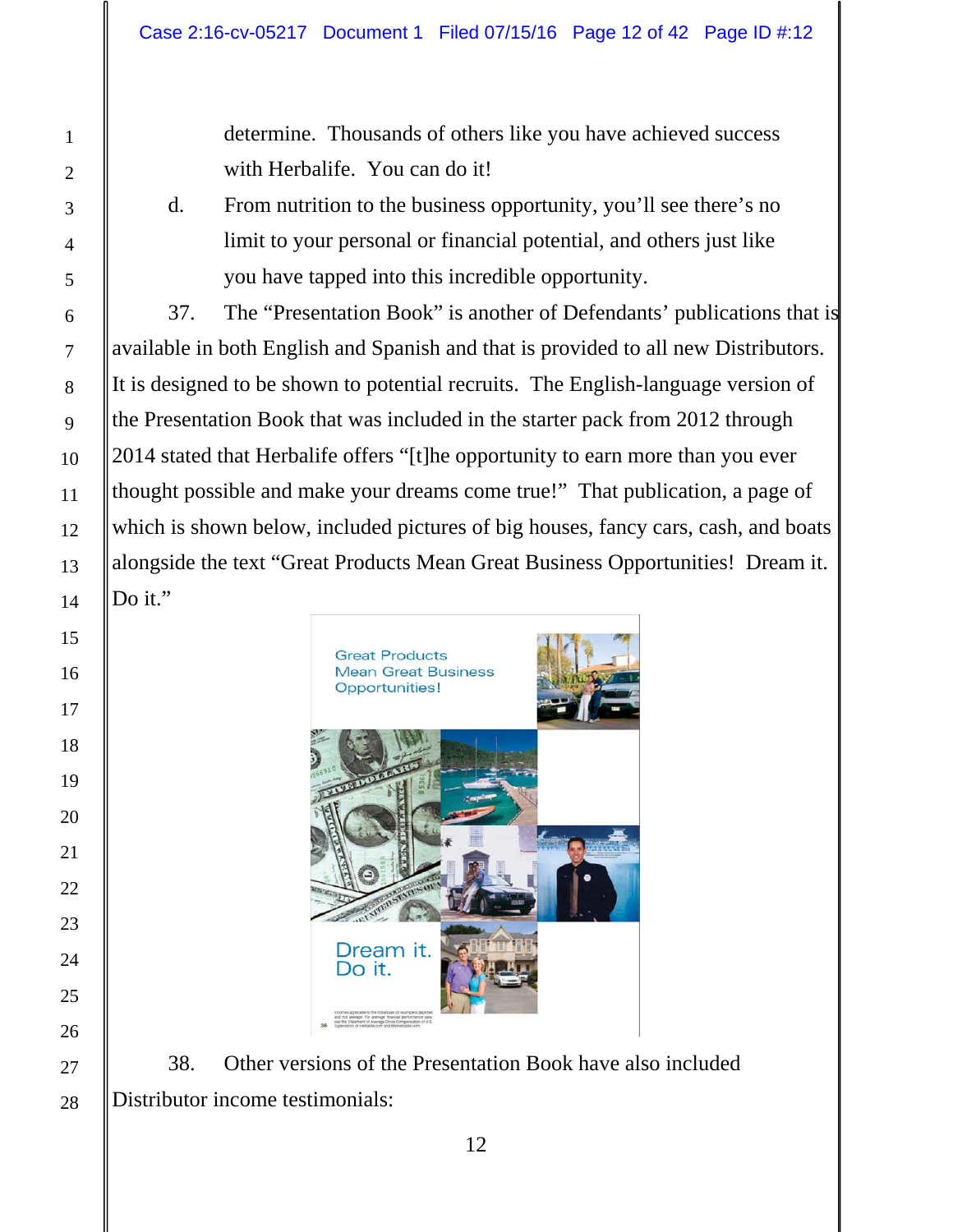determine. Thousands of others like you have achieved success with Herbalife. You can do it!

d. From nutrition to the business opportunity, you'll see there's no limit to your personal or financial potential, and others just like you have tapped into this incredible opportunity.

37. The "Presentation Book" is another of Defendants' publications that is available in both English and Spanish and that is provided to all new Distributors. It is designed to be shown to potential recruits. The English-language version of the Presentation Book that was included in the starter pack from 2012 through 2014 stated that Herbalife offers "[t]he opportunity to earn more than you ever thought possible and make your dreams come true!" That publication, a page of which is shown below, included pictures of big houses, fancy cars, cash, and boats alongside the text "Great Products Mean Great Business Opportunities! Dream it. Do it."

38. Other versions of the Presentation Book have also included Distributor income testimonials: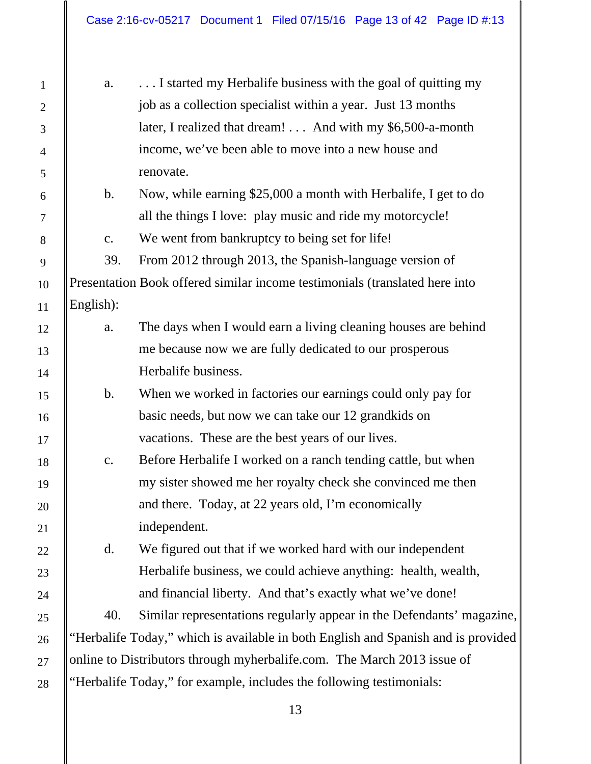a. . . . I started my Herbalife business with the goal of quitting my job as a collection specialist within a year. Just 13 months later, I realized that dream! . . . And with my $6,500-a-month income, we've been able to move into a new house and renovate.

b. Now, while earning $25,000 a month with Herbalife, I get to do all the things I love: play music and ride my motorcycle!

c. We went from bankruptcy to being set for life!

39. From 2012 through 2013, the Spanish-language version of Presentation Book offered similar income testimonials (translated here into English):

a. The days when I would earn a living cleaning houses are behind me because now we are fully dedicated to our prosperous Herbalife business.

b. When we worked in factories our earnings could only pay for basic needs, but now we can take our 12 grandkids on vacations. These are the best years of our lives.

c. Before Herbalife I worked on a ranch tending cattle, but when my sister showed me her royalty check she convinced me then and there. Today, at 22 years old, I'm economically independent.

d. We figured out that if we worked hard with our independent Herbalife business, we could achieve anything: health, wealth, and financial liberty. And that's exactly what we've done!

40. Similar representations regularly appear in the Defendants' magazine, "Herbalife Today," which is available in both English and Spanish and is provided online to Distributors through myherbalife.com. The March 2013 issue of "Herbalife Today," for example, includes the following testimonials: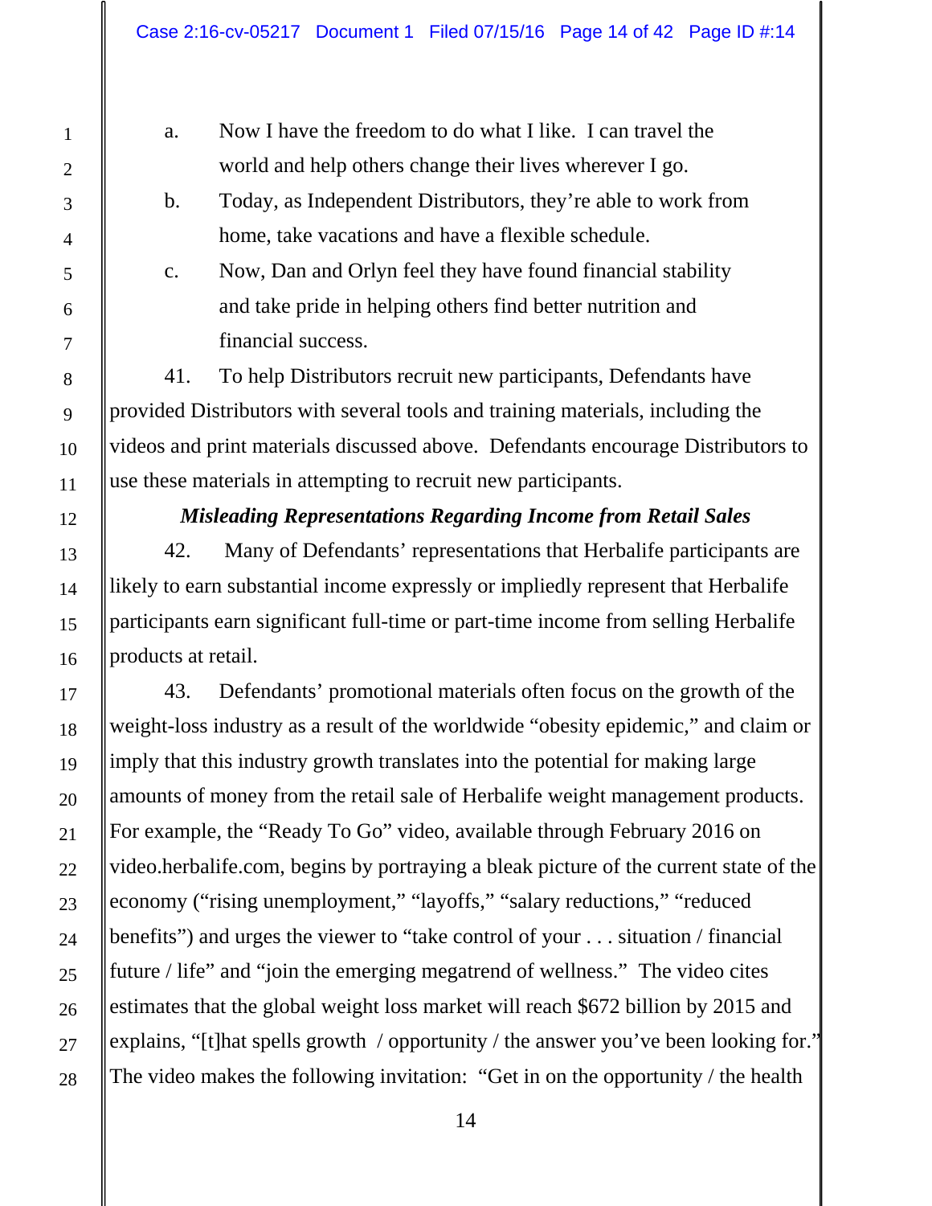a. Now I have the freedom to do what I like. I can travel the world and help others change their lives wherever I go.

b. Today, as Independent Distributors, they're able to work from home, take vacations and have a flexible schedule.

c. Now, Dan and Orlyn feel they have found financial stability and take pride in helping others find better nutrition and financial success.

41. To help Distributors recruit new participants, Defendants have provided Distributors with several tools and training materials, including the videos and print materials discussed above. Defendants encourage Distributors to use these materials in attempting to recruit new participants.

***Misleading Representations Regarding Income from Retail Sales***

42. Many of Defendants' representations that Herbalife participants are likely to earn substantial income expressly or impliedly represent that Herbalife participants earn significant full-time or part-time income from selling Herbalife products at retail.

43. Defendants' promotional materials often focus on the growth of the weight-loss industry as a result of the worldwide "obesity epidemic," and claim or imply that this industry growth translates into the potential for making large amounts of money from the retail sale of Herbalife weight management products. For example, the "Ready To Go" video, available through February 2016 on video.herbalife.com, begins by portraying a bleak picture of the current state of the economy ("rising unemployment," "layoffs," "salary reductions," "reduced benefits") and urges the viewer to "take control of your . . . situation / financial future / life" and "join the emerging megatrend of wellness." The video cites estimates that the global weight loss market will reach $672 billion by 2015 and explains, "[t]hat spells growth / opportunity / the answer you've been looking for." The video makes the following invitation: "Get in on the opportunity / the health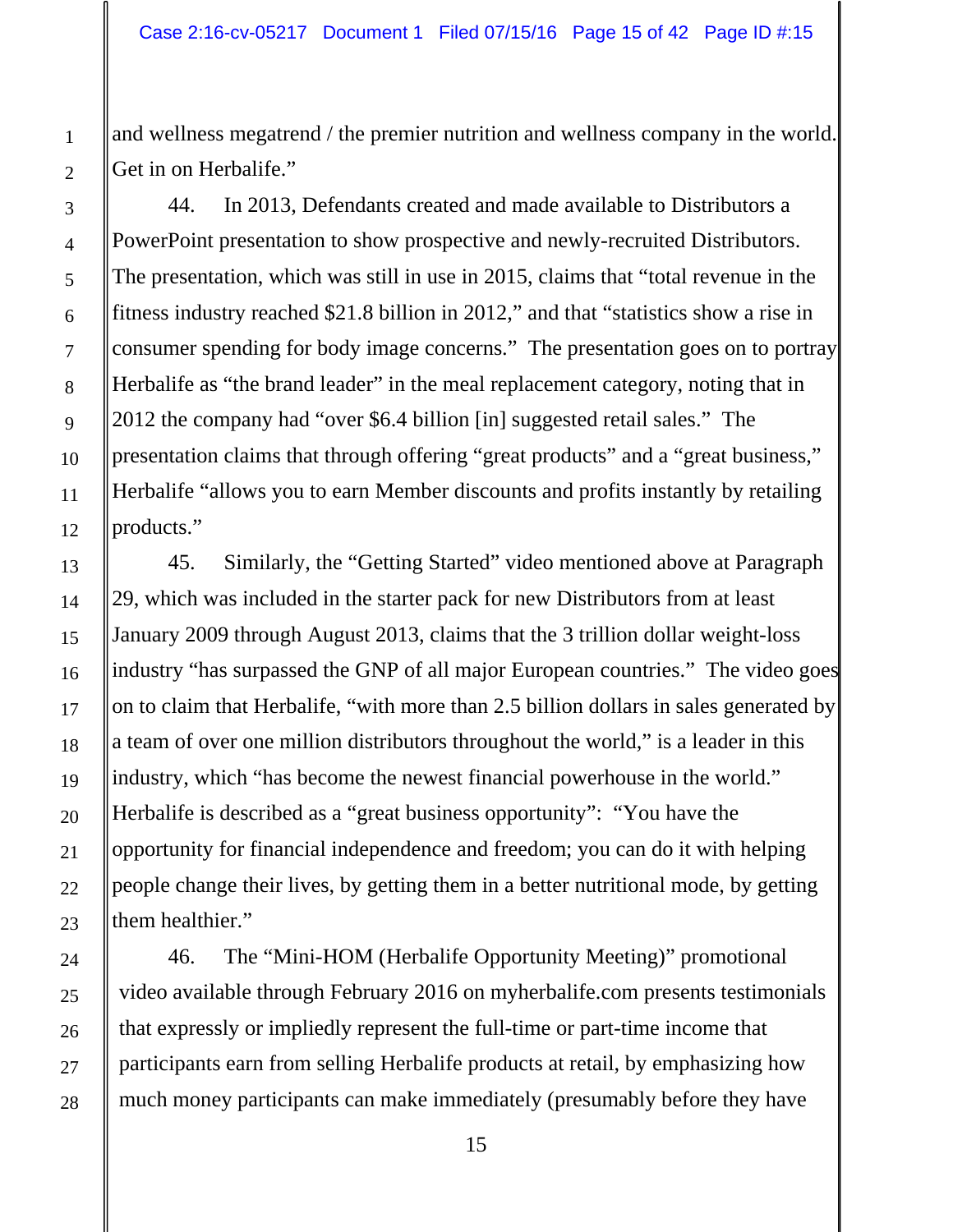and wellness megatrend / the premier nutrition and wellness company in the world. Get in on Herbalife."

44. In 2013, Defendants created and made available to Distributors a PowerPoint presentation to show prospective and newly-recruited Distributors. The presentation, which was still in use in 2015, claims that "total revenue in the fitness industry reached $21.8 billion in 2012," and that "statistics show a rise in consumer spending for body image concerns." The presentation goes on to portray Herbalife as "the brand leader" in the meal replacement category, noting that in 2012 the company had "over $6.4 billion [in] suggested retail sales." The presentation claims that through offering "great products" and a "great business," Herbalife "allows you to earn Member discounts and profits instantly by retailing products."

45. Similarly, the "Getting Started" video mentioned above at Paragraph 29, which was included in the starter pack for new Distributors from at least January 2009 through August 2013, claims that the 3 trillion dollar weight-loss industry "has surpassed the GNP of all major European countries." The video goes on to claim that Herbalife, "with more than 2.5 billion dollars in sales generated by a team of over one million distributors throughout the world," is a leader in this industry, which "has become the newest financial powerhouse in the world." Herbalife is described as a "great business opportunity": "You have the opportunity for financial independence and freedom; you can do it with helping people change their lives, by getting them in a better nutritional mode, by getting them healthier."

46. The "Mini-HOM (Herbalife Opportunity Meeting)" promotional video available through February 2016 on myherbalife.com presents testimonials that expressly or impliedly represent the full-time or part-time income that participants earn from selling Herbalife products at retail, by emphasizing how much money participants can make immediately (presumably before they have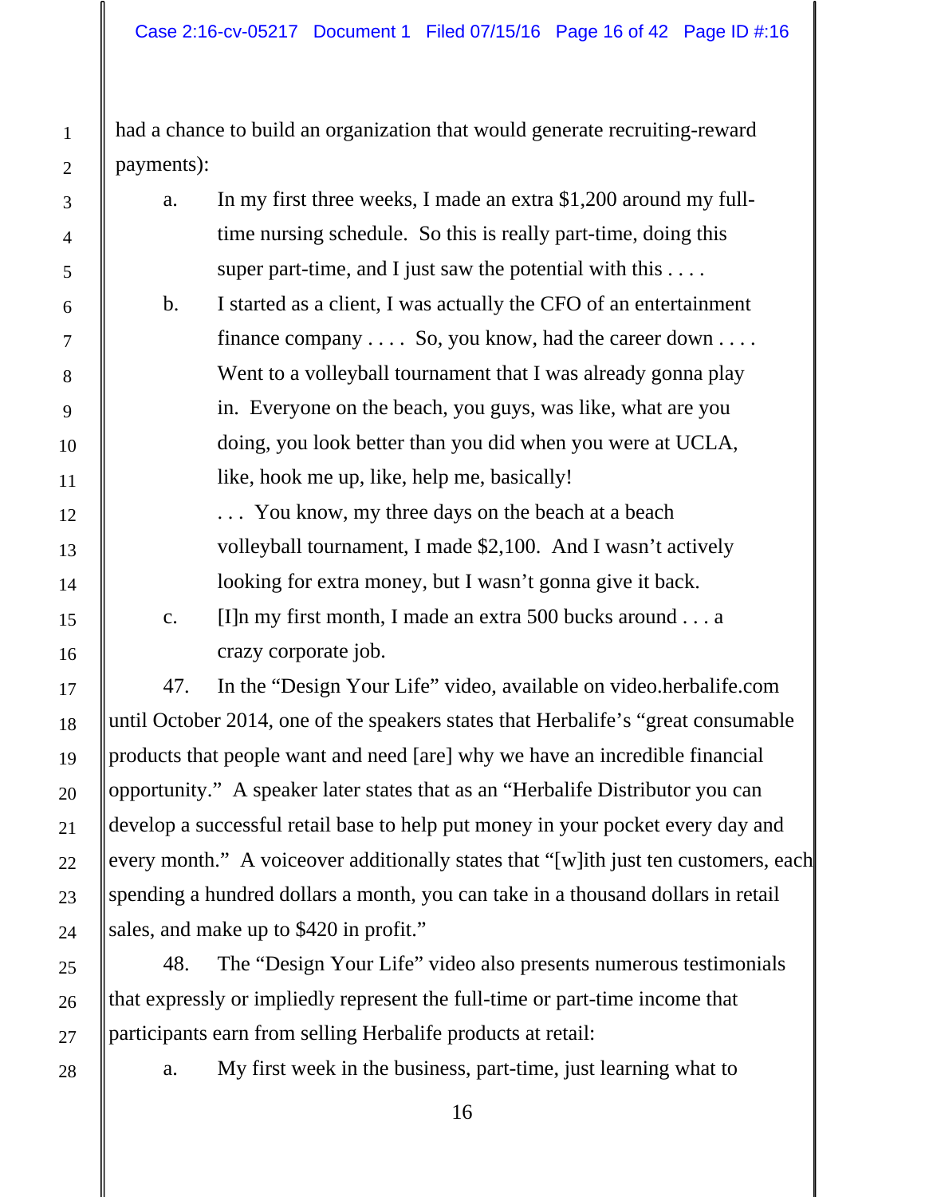had a chance to build an organization that would generate recruiting-reward payments):

a. In my first three weeks, I made an extra $1,200 around my full-time nursing schedule. So this is really part-time, doing this super part-time, and I just saw the potential with this . . . .

b. I started as a client, I was actually the CFO of an entertainment finance company . . . . So, you know, had the career down . . . . Went to a volleyball tournament that I was already gonna play in. Everyone on the beach, you guys, was like, what are you doing, you look better than you did when you were at UCLA, like, hook me up, like, help me, basically!
. . . You know, my three days on the beach at a beach volleyball tournament, I made $2,100. And I wasn't actively looking for extra money, but I wasn't gonna give it back.

c. [I]n my first month, I made an extra 500 bucks around . . . a crazy corporate job.

47. In the "Design Your Life" video, available on video.herbalife.com until October 2014, one of the speakers states that Herbalife's "great consumable products that people want and need [are] why we have an incredible financial opportunity." A speaker later states that as an "Herbalife Distributor you can develop a successful retail base to help put money in your pocket every day and every month." A voiceover additionally states that "[w]ith just ten customers, each spending a hundred dollars a month, you can take in a thousand dollars in retail sales, and make up to $420 in profit."

48. The "Design Your Life" video also presents numerous testimonials that expressly or impliedly represent the full-time or part-time income that participants earn from selling Herbalife products at retail:

a. My first week in the business, part-time, just learning what to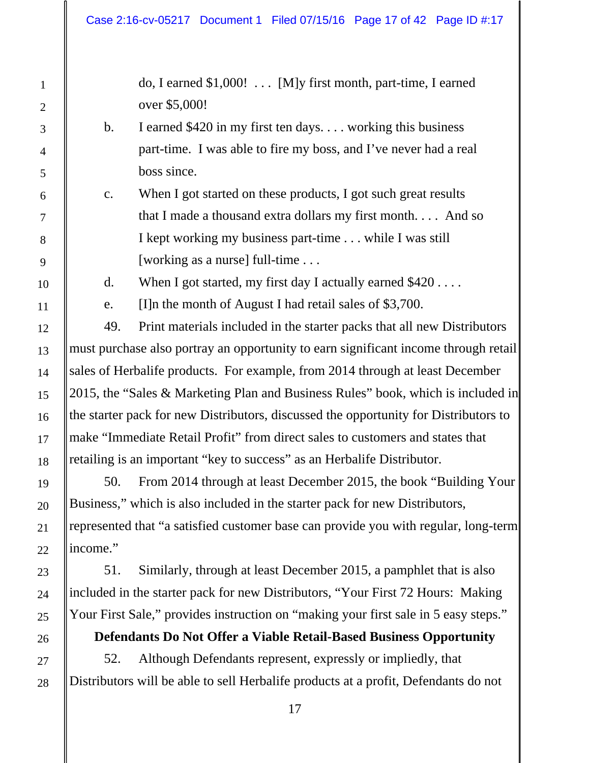do, I earned $1,000! . . . [M]y first month, part-time, I earned over $5,000!

b. I earned $420 in my first ten days. . . . working this business part-time. I was able to fire my boss, and I've never had a real boss since.

c. When I got started on these products, I got such great results that I made a thousand extra dollars my first month. . . . And so I kept working my business part-time . . . while I was still [working as a nurse] full-time . . .

d. When I got started, my first day I actually earned $420 . . . .

e. [I]n the month of August I had retail sales of $3,700.

49. Print materials included in the starter packs that all new Distributors must purchase also portray an opportunity to earn significant income through retail sales of Herbalife products. For example, from 2014 through at least December 2015, the "Sales & Marketing Plan and Business Rules" book, which is included in the starter pack for new Distributors, discussed the opportunity for Distributors to make "Immediate Retail Profit" from direct sales to customers and states that retailing is an important "key to success" as an Herbalife Distributor.

50. From 2014 through at least December 2015, the book "Building Your Business," which is also included in the starter pack for new Distributors, represented that "a satisfied customer base can provide you with regular, long-term income."

51. Similarly, through at least December 2015, a pamphlet that is also included in the starter pack for new Distributors, "Your First 72 Hours: Making Your First Sale," provides instruction on "making your first sale in 5 easy steps."

**Defendants Do Not Offer a Viable Retail-Based Business Opportunity**

52. Although Defendants represent, expressly or impliedly, that Distributors will be able to sell Herbalife products at a profit, Defendants do not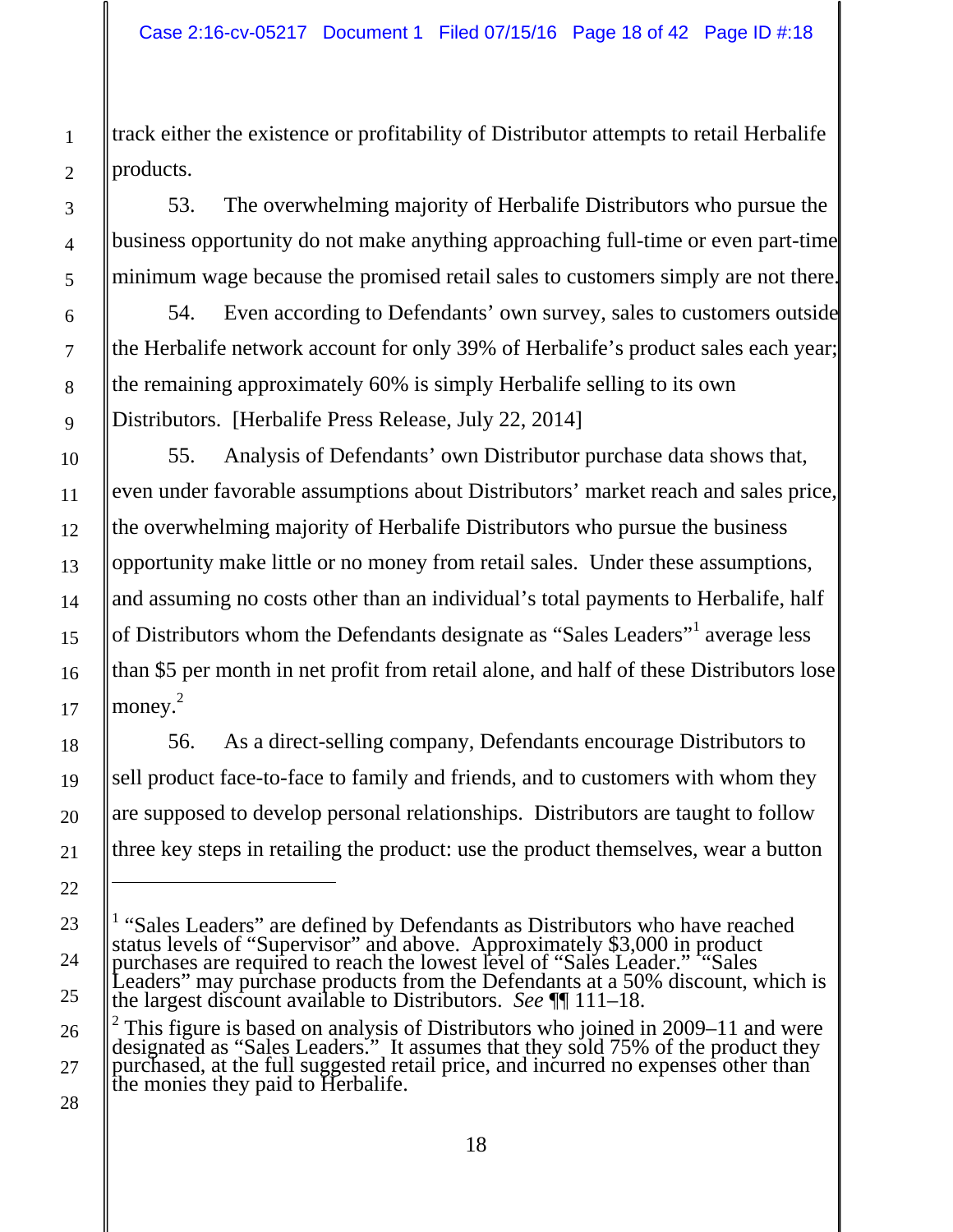track either the existence or profitability of Distributor attempts to retail Herbalife products.

53. The overwhelming majority of Herbalife Distributors who pursue the business opportunity do not make anything approaching full-time or even part-time minimum wage because the promised retail sales to customers simply are not there.

54. Even according to Defendants' own survey, sales to customers outside the Herbalife network account for only 39% of Herbalife's product sales each year; the remaining approximately 60% is simply Herbalife selling to its own Distributors. [Herbalife Press Release, July 22, 2014]

55. Analysis of Defendants' own Distributor purchase data shows that, even under favorable assumptions about Distributors' market reach and sales price, the overwhelming majority of Herbalife Distributors who pursue the business opportunity make little or no money from retail sales. Under these assumptions, and assuming no costs other than an individual's total payments to Herbalife, half of Distributors whom the Defendants designate as "Sales Leaders"[1] average less than $5 per month in net profit from retail alone, and half of these Distributors lose money.[2]

56. As a direct-selling company, Defendants encourage Distributors to sell product face-to-face to family and friends, and to customers with whom they are supposed to develop personal relationships. Distributors are taught to follow three key steps in retailing the product: use the product themselves, wear a button

---

[1] "Sales Leaders" are defined by Defendants as Distributors who have reached status levels of "Supervisor" and above. Approximately $3,000 in product purchases are required to reach the lowest level of "Sales Leader." "Sales Leaders" may purchase products from the Defendants at a 50% discount, which is the largest discount available to Distributors. *See* ¶¶ 111–18.

[2] This figure is based on analysis of Distributors who joined in 2009–11 and were designated as "Sales Leaders." It assumes that they sold 75% of the product they purchased, at the full suggested retail price, and incurred no expenses other than the monies they paid to Herbalife.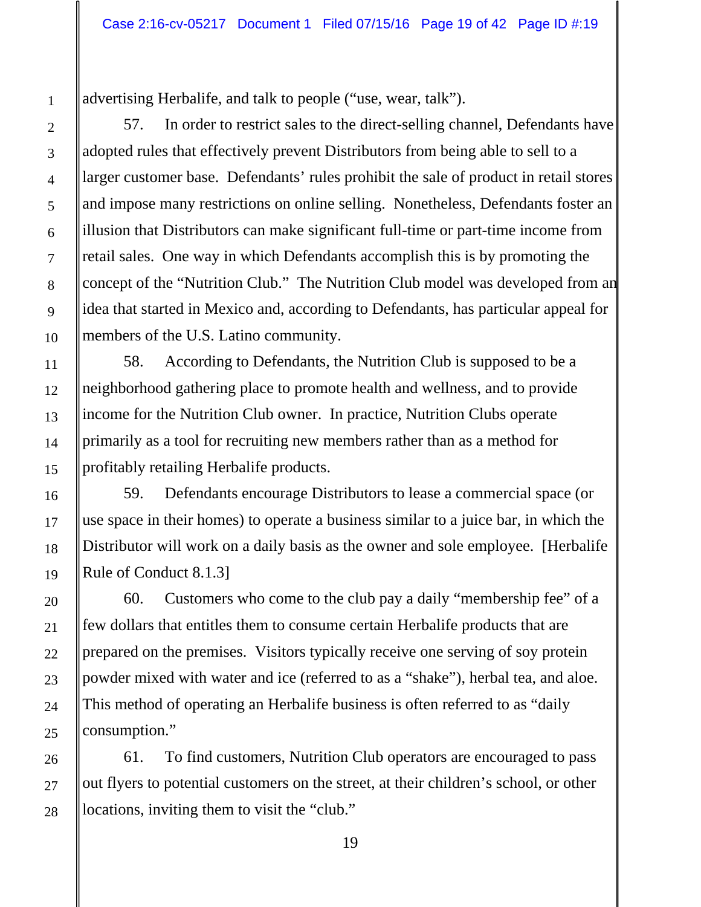advertising Herbalife, and talk to people ("use, wear, talk").

57. In order to restrict sales to the direct-selling channel, Defendants have adopted rules that effectively prevent Distributors from being able to sell to a larger customer base. Defendants' rules prohibit the sale of product in retail stores and impose many restrictions on online selling. Nonetheless, Defendants foster an illusion that Distributors can make significant full-time or part-time income from retail sales. One way in which Defendants accomplish this is by promoting the concept of the "Nutrition Club." The Nutrition Club model was developed from an idea that started in Mexico and, according to Defendants, has particular appeal for members of the U.S. Latino community.

58. According to Defendants, the Nutrition Club is supposed to be a neighborhood gathering place to promote health and wellness, and to provide income for the Nutrition Club owner. In practice, Nutrition Clubs operate primarily as a tool for recruiting new members rather than as a method for profitably retailing Herbalife products.

59. Defendants encourage Distributors to lease a commercial space (or use space in their homes) to operate a business similar to a juice bar, in which the Distributor will work on a daily basis as the owner and sole employee. [Herbalife Rule of Conduct 8.1.3]

60. Customers who come to the club pay a daily "membership fee" of a few dollars that entitles them to consume certain Herbalife products that are prepared on the premises. Visitors typically receive one serving of soy protein powder mixed with water and ice (referred to as a "shake"), herbal tea, and aloe. This method of operating an Herbalife business is often referred to as "daily consumption."

61. To find customers, Nutrition Club operators are encouraged to pass out flyers to potential customers on the street, at their children's school, or other locations, inviting them to visit the "club."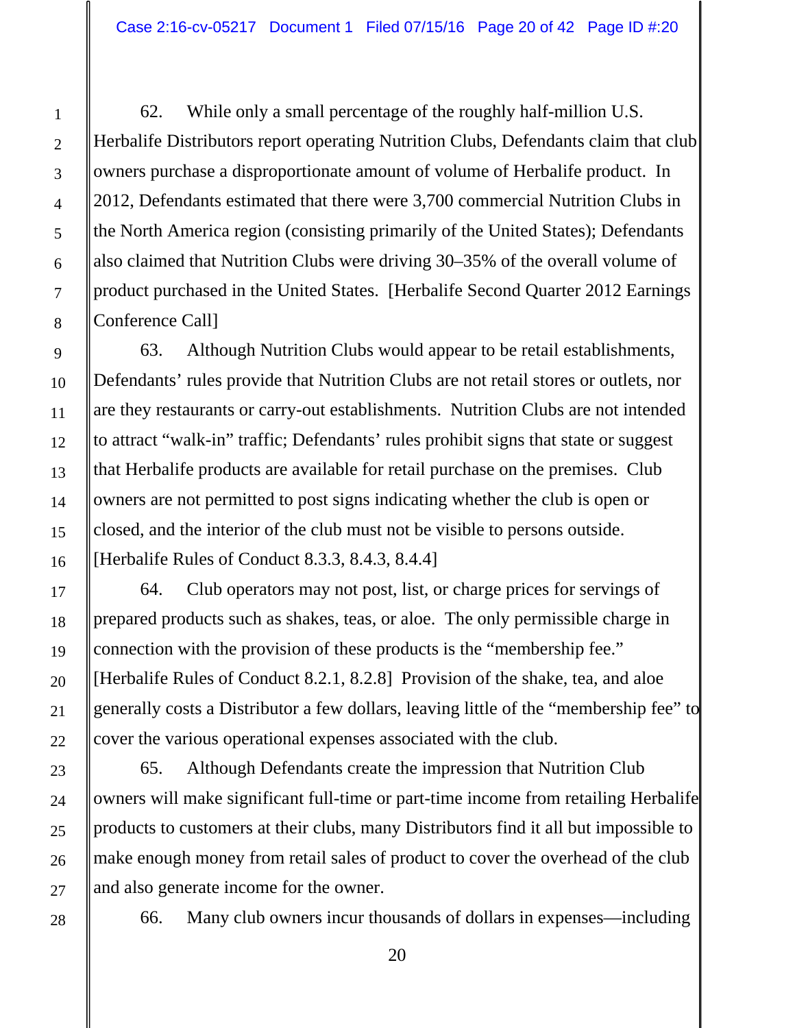62. While only a small percentage of the roughly half-million U.S. Herbalife Distributors report operating Nutrition Clubs, Defendants claim that club owners purchase a disproportionate amount of volume of Herbalife product. In 2012, Defendants estimated that there were 3,700 commercial Nutrition Clubs in the North America region (consisting primarily of the United States); Defendants also claimed that Nutrition Clubs were driving 30–35% of the overall volume of product purchased in the United States. [Herbalife Second Quarter 2012 Earnings Conference Call]

63. Although Nutrition Clubs would appear to be retail establishments, Defendants' rules provide that Nutrition Clubs are not retail stores or outlets, nor are they restaurants or carry-out establishments. Nutrition Clubs are not intended to attract "walk-in" traffic; Defendants' rules prohibit signs that state or suggest that Herbalife products are available for retail purchase on the premises. Club owners are not permitted to post signs indicating whether the club is open or closed, and the interior of the club must not be visible to persons outside. [Herbalife Rules of Conduct 8.3.3, 8.4.3, 8.4.4]

64. Club operators may not post, list, or charge prices for servings of prepared products such as shakes, teas, or aloe. The only permissible charge in connection with the provision of these products is the "membership fee." [Herbalife Rules of Conduct 8.2.1, 8.2.8] Provision of the shake, tea, and aloe generally costs a Distributor a few dollars, leaving little of the "membership fee" to cover the various operational expenses associated with the club.

65. Although Defendants create the impression that Nutrition Club owners will make significant full-time or part-time income from retailing Herbalife products to customers at their clubs, many Distributors find it all but impossible to make enough money from retail sales of product to cover the overhead of the club and also generate income for the owner.

66. Many club owners incur thousands of dollars in expenses—including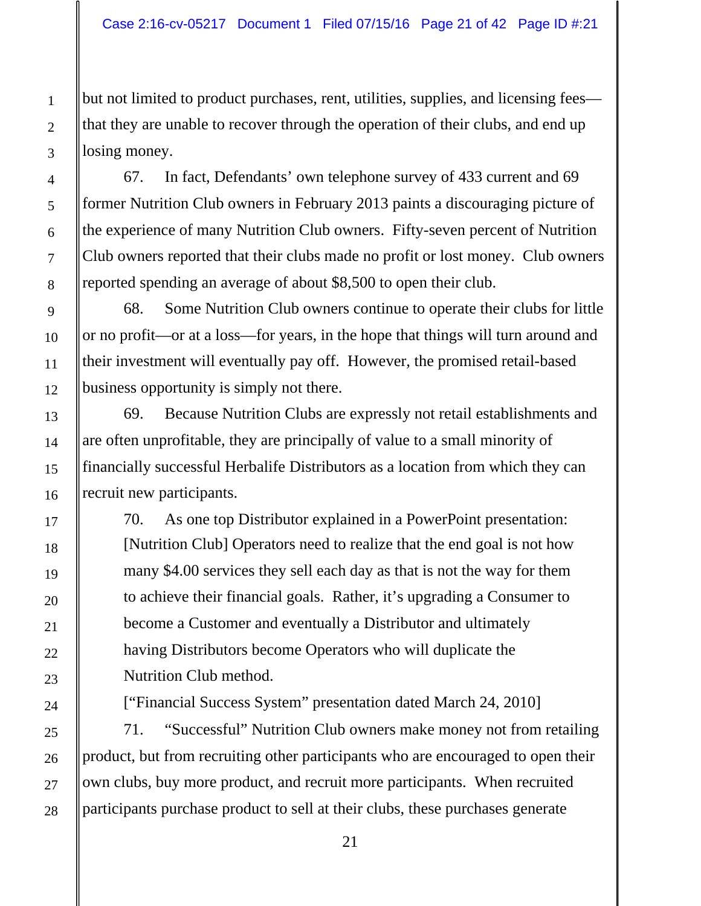but not limited to product purchases, rent, utilities, supplies, and licensing fees—that they are unable to recover through the operation of their clubs, and end up losing money.

67. In fact, Defendants' own telephone survey of 433 current and 69 former Nutrition Club owners in February 2013 paints a discouraging picture of the experience of many Nutrition Club owners. Fifty-seven percent of Nutrition Club owners reported that their clubs made no profit or lost money. Club owners reported spending an average of about $8,500 to open their club.

68. Some Nutrition Club owners continue to operate their clubs for little or no profit—or at a loss—for years, in the hope that things will turn around and their investment will eventually pay off. However, the promised retail-based business opportunity is simply not there.

69. Because Nutrition Clubs are expressly not retail establishments and are often unprofitable, they are principally of value to a small minority of financially successful Herbalife Distributors as a location from which they can recruit new participants.

70. As one top Distributor explained in a PowerPoint presentation:

> [Nutrition Club] Operators need to realize that the end goal is not how many $4.00 services they sell each day as that is not the way for them to achieve their financial goals. Rather, it's upgrading a Consumer to become a Customer and eventually a Distributor and ultimately having Distributors become Operators who will duplicate the Nutrition Club method.
>
> ["Financial Success System" presentation dated March 24, 2010]

71. "Successful" Nutrition Club owners make money not from retailing product, but from recruiting other participants who are encouraged to open their own clubs, buy more product, and recruit more participants. When recruited participants purchase product to sell at their clubs, these purchases generate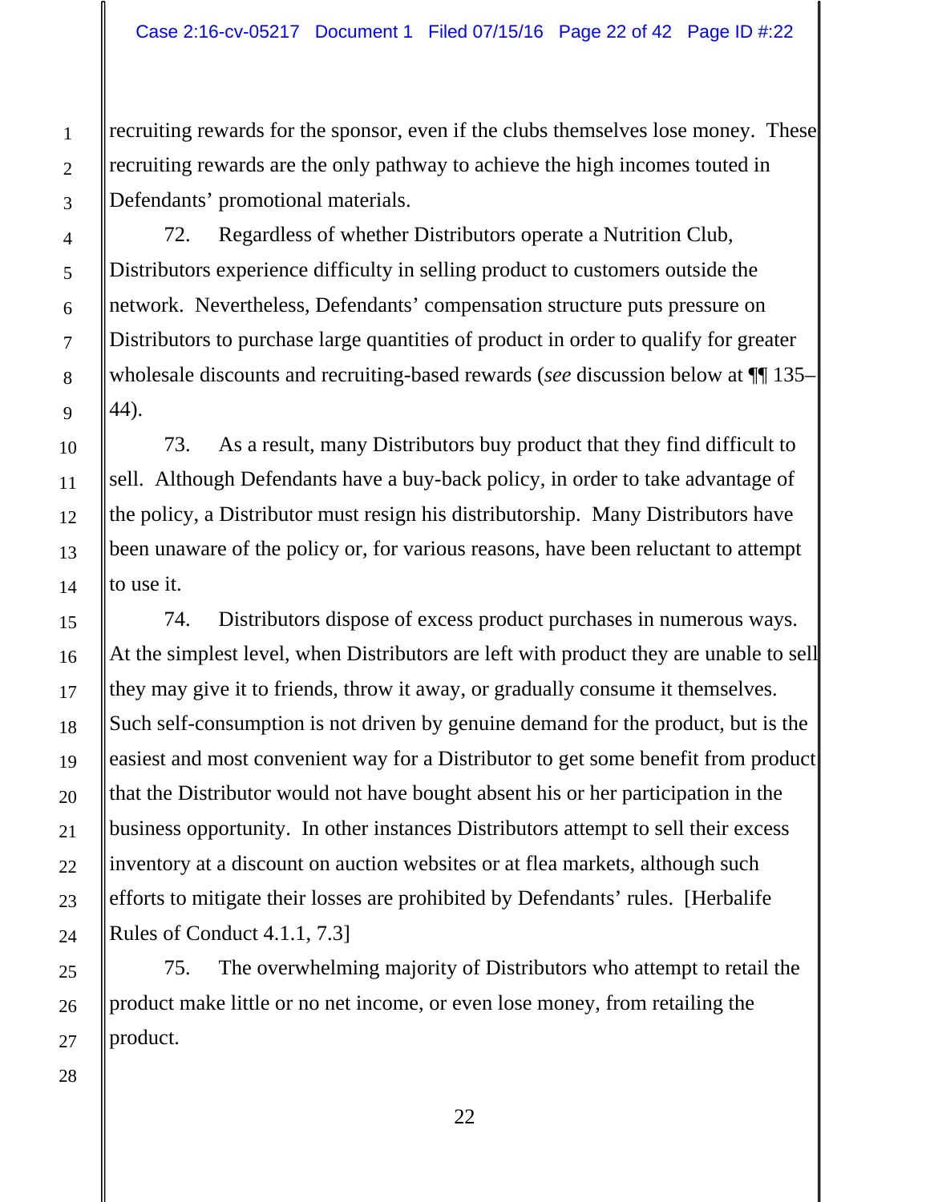recruiting rewards for the sponsor, even if the clubs themselves lose money. These recruiting rewards are the only pathway to achieve the high incomes touted in Defendants' promotional materials.

72. Regardless of whether Distributors operate a Nutrition Club, Distributors experience difficulty in selling product to customers outside the network. Nevertheless, Defendants' compensation structure puts pressure on Distributors to purchase large quantities of product in order to qualify for greater wholesale discounts and recruiting-based rewards (*see* discussion below at ¶¶ 135–44).

73. As a result, many Distributors buy product that they find difficult to sell. Although Defendants have a buy-back policy, in order to take advantage of the policy, a Distributor must resign his distributorship. Many Distributors have been unaware of the policy or, for various reasons, have been reluctant to attempt to use it.

74. Distributors dispose of excess product purchases in numerous ways. At the simplest level, when Distributors are left with product they are unable to sell they may give it to friends, throw it away, or gradually consume it themselves. Such self-consumption is not driven by genuine demand for the product, but is the easiest and most convenient way for a Distributor to get some benefit from product that the Distributor would not have bought absent his or her participation in the business opportunity. In other instances Distributors attempt to sell their excess inventory at a discount on auction websites or at flea markets, although such efforts to mitigate their losses are prohibited by Defendants' rules. [Herbalife Rules of Conduct 4.1.1, 7.3]

75. The overwhelming majority of Distributors who attempt to retail the product make little or no net income, or even lose money, from retailing the product.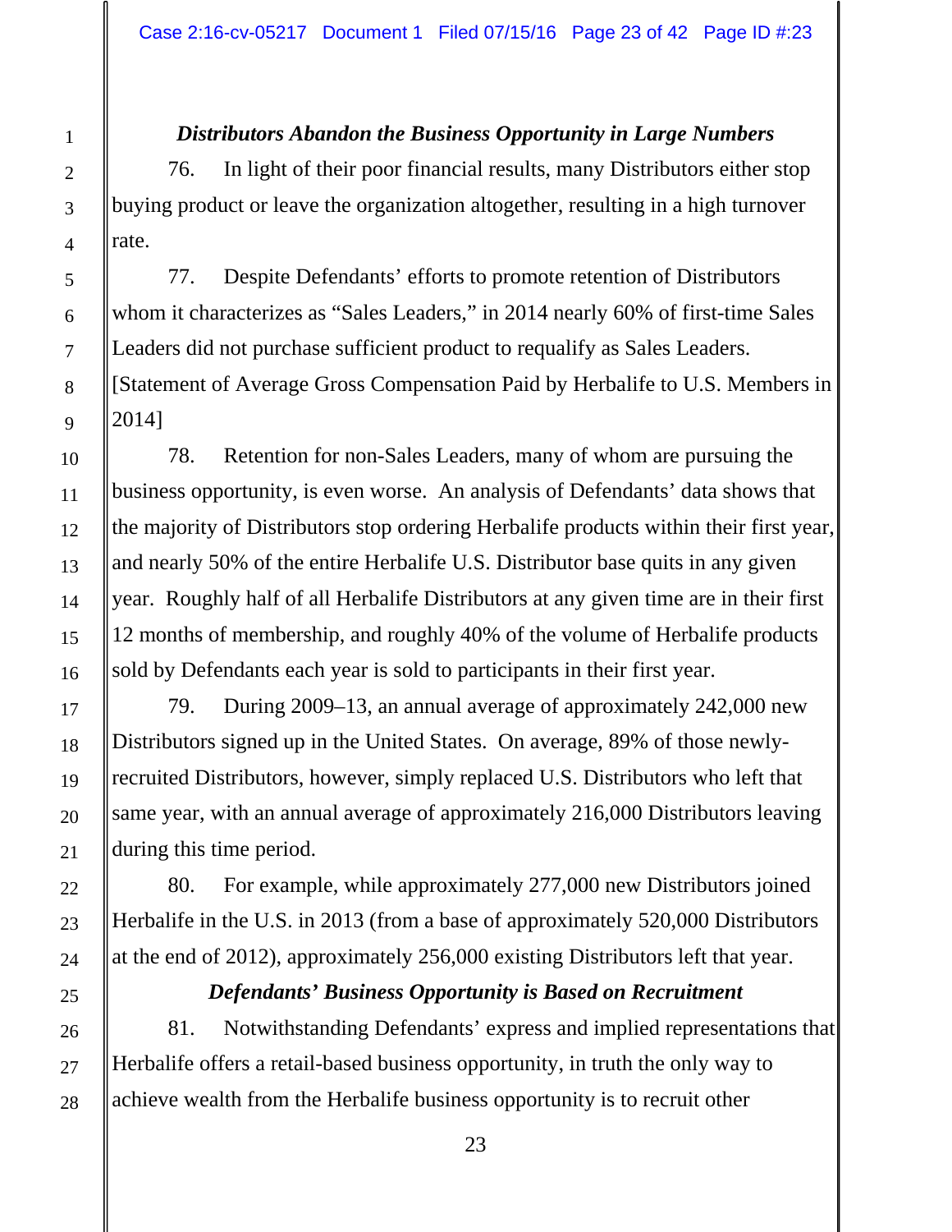***Distributors Abandon the Business Opportunity in Large Numbers***

76. In light of their poor financial results, many Distributors either stop buying product or leave the organization altogether, resulting in a high turnover rate.

77. Despite Defendants' efforts to promote retention of Distributors whom it characterizes as "Sales Leaders," in 2014 nearly 60% of first-time Sales Leaders did not purchase sufficient product to requalify as Sales Leaders. [Statement of Average Gross Compensation Paid by Herbalife to U.S. Members in 2014]

78. Retention for non-Sales Leaders, many of whom are pursuing the business opportunity, is even worse. An analysis of Defendants' data shows that the majority of Distributors stop ordering Herbalife products within their first year, and nearly 50% of the entire Herbalife U.S. Distributor base quits in any given year. Roughly half of all Herbalife Distributors at any given time are in their first 12 months of membership, and roughly 40% of the volume of Herbalife products sold by Defendants each year is sold to participants in their first year.

79. During 2009–13, an annual average of approximately 242,000 new Distributors signed up in the United States. On average, 89% of those newly-recruited Distributors, however, simply replaced U.S. Distributors who left that same year, with an annual average of approximately 216,000 Distributors leaving during this time period.

80. For example, while approximately 277,000 new Distributors joined Herbalife in the U.S. in 2013 (from a base of approximately 520,000 Distributors at the end of 2012), approximately 256,000 existing Distributors left that year.

***Defendants' Business Opportunity is Based on Recruitment***

81. Notwithstanding Defendants' express and implied representations that Herbalife offers a retail-based business opportunity, in truth the only way to achieve wealth from the Herbalife business opportunity is to recruit other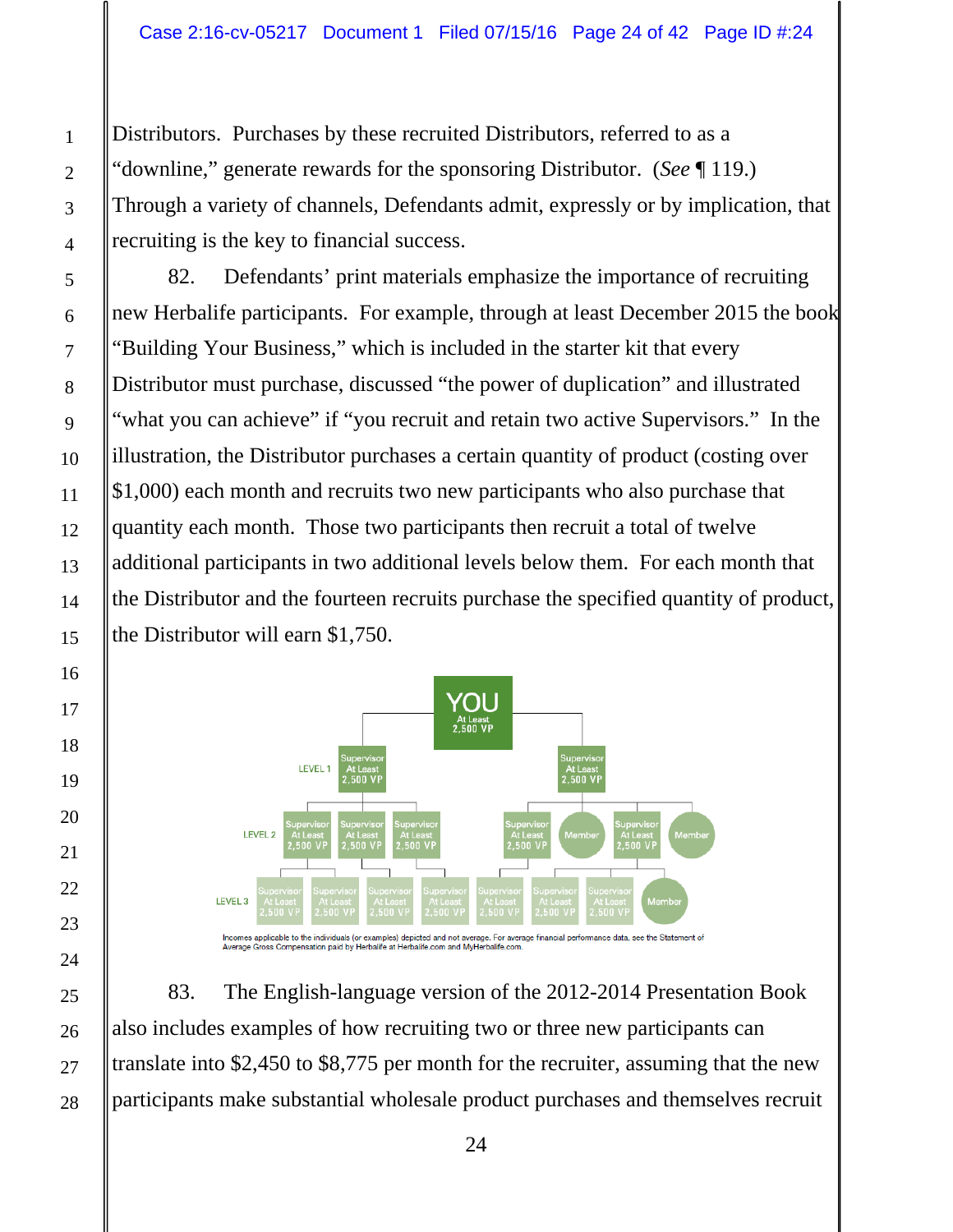Distributors. Purchases by these recruited Distributors, referred to as a "downline," generate rewards for the sponsoring Distributor. (*See* ¶ 119.) Through a variety of channels, Defendants admit, expressly or by implication, that recruiting is the key to financial success.

82. Defendants' print materials emphasize the importance of recruiting new Herbalife participants. For example, through at least December 2015 the book "Building Your Business," which is included in the starter kit that every Distributor must purchase, discussed "the power of duplication" and illustrated "what you can achieve" if "you recruit and retain two active Supervisors." In the illustration, the Distributor purchases a certain quantity of product (costing over $1,000) each month and recruits two new participants who also purchase that quantity each month. Those two participants then recruit a total of twelve additional participants in two additional levels below them. For each month that the Distributor and the fourteen recruits purchase the specified quantity of product, the Distributor will earn $1,750.

YOU At Least 2,500 VP

LEVEL 1: Supervisor At Least 2,500 VP | Supervisor At Least 2,500 VP

LEVEL 2: Supervisor At Least 2,500 VP | Supervisor At Least 2,500 VP | Supervisor At Least 2,500 VP | Supervisor At Least 2,500 VP | Member | Supervisor At Least 2,500 VP | Member

LEVEL 3: Supervisor At Least 2,500 VP | Supervisor At Least 2,500 VP | Supervisor At Least 2,500 VP | Supervisor At Least 2,500 VP | Supervisor At Least 2,500 VP | Supervisor At Least 2,500 VP | Supervisor At Least 2,500 VP | Member

Incomes applicable to the individuals (or examples) depicted and not average. For average financial performance data, see the Statement of Average Gross Compensation paid by Herbalife at Herbalife.com and MyHerbalife.com.

83. The English-language version of the 2012-2014 Presentation Book also includes examples of how recruiting two or three new participants can translate into $2,450 to $8,775 per month for the recruiter, assuming that the new participants make substantial wholesale product purchases and themselves recruit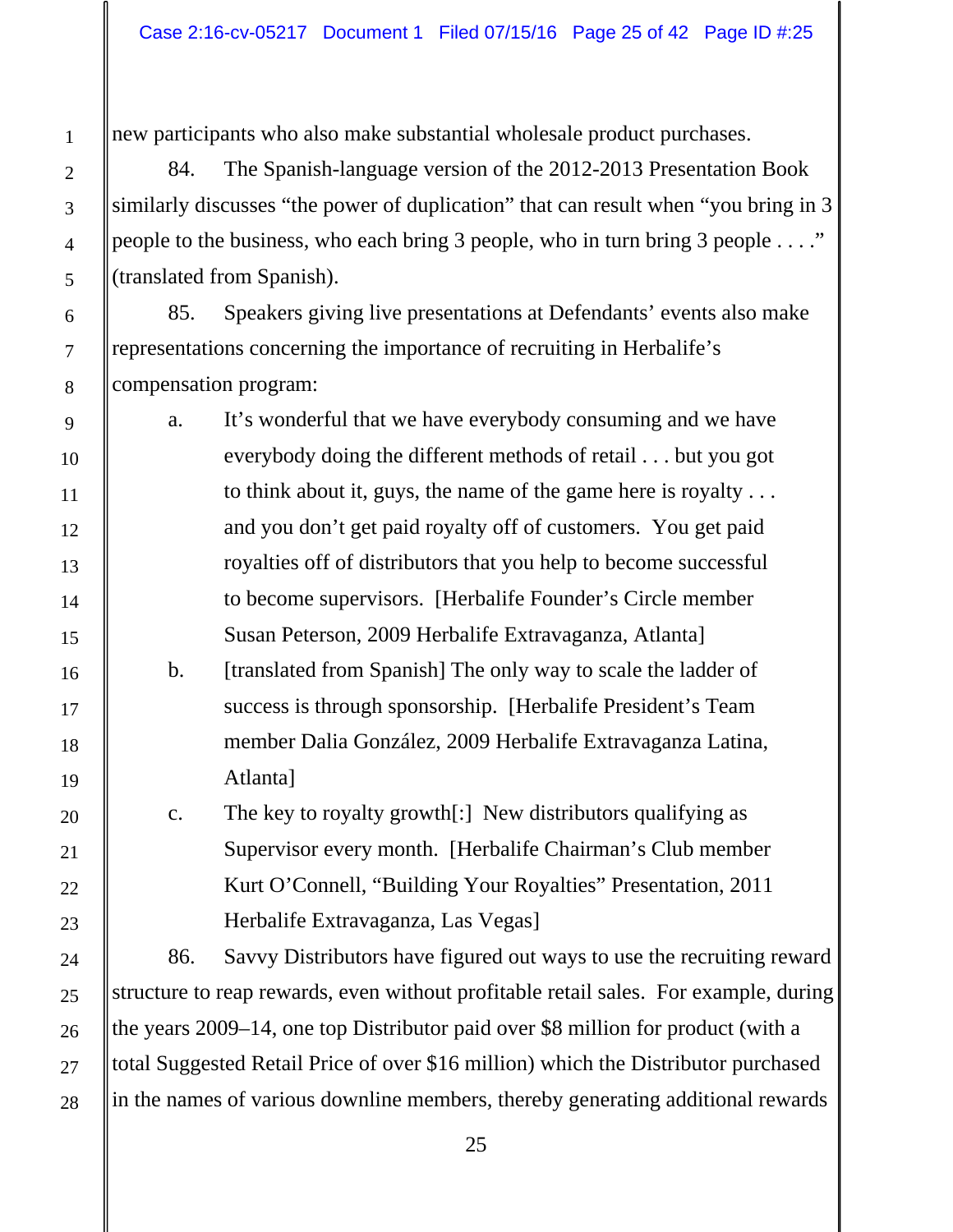new participants who also make substantial wholesale product purchases.

84. The Spanish-language version of the 2012-2013 Presentation Book similarly discusses "the power of duplication" that can result when "you bring in 3 people to the business, who each bring 3 people, who in turn bring 3 people . . . ." (translated from Spanish).

85. Speakers giving live presentations at Defendants' events also make representations concerning the importance of recruiting in Herbalife's compensation program:

a. It's wonderful that we have everybody consuming and we have everybody doing the different methods of retail . . . but you got to think about it, guys, the name of the game here is royalty . . . and you don't get paid royalty off of customers. You get paid royalties off of distributors that you help to become successful to become supervisors. [Herbalife Founder's Circle member Susan Peterson, 2009 Herbalife Extravaganza, Atlanta]

b. [translated from Spanish] The only way to scale the ladder of success is through sponsorship. [Herbalife President's Team member Dalia González, 2009 Herbalife Extravaganza Latina, Atlanta]

c. The key to royalty growth[:] New distributors qualifying as Supervisor every month. [Herbalife Chairman's Club member Kurt O'Connell, "Building Your Royalties" Presentation, 2011 Herbalife Extravaganza, Las Vegas]

86. Savvy Distributors have figured out ways to use the recruiting reward structure to reap rewards, even without profitable retail sales. For example, during the years 2009–14, one top Distributor paid over $8 million for product (with a total Suggested Retail Price of over $16 million) which the Distributor purchased in the names of various downline members, thereby generating additional rewards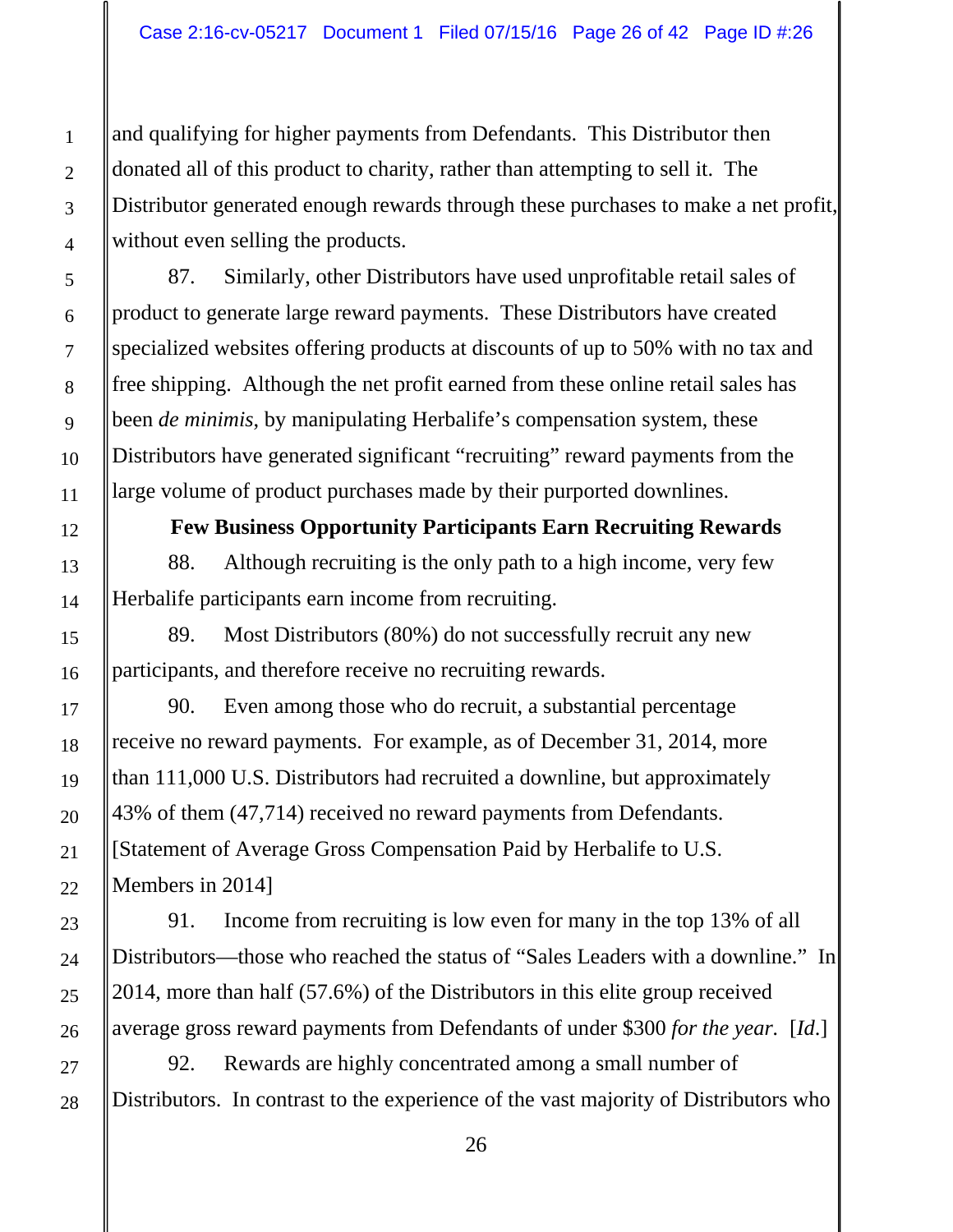and qualifying for higher payments from Defendants. This Distributor then donated all of this product to charity, rather than attempting to sell it. The Distributor generated enough rewards through these purchases to make a net profit, without even selling the products.

87. Similarly, other Distributors have used unprofitable retail sales of product to generate large reward payments. These Distributors have created specialized websites offering products at discounts of up to 50% with no tax and free shipping. Although the net profit earned from these online retail sales has been *de minimis*, by manipulating Herbalife's compensation system, these Distributors have generated significant "recruiting" reward payments from the large volume of product purchases made by their purported downlines.

**Few Business Opportunity Participants Earn Recruiting Rewards**

88. Although recruiting is the only path to a high income, very few Herbalife participants earn income from recruiting.

89. Most Distributors (80%) do not successfully recruit any new participants, and therefore receive no recruiting rewards.

90. Even among those who do recruit, a substantial percentage receive no reward payments. For example, as of December 31, 2014, more than 111,000 U.S. Distributors had recruited a downline, but approximately 43% of them (47,714) received no reward payments from Defendants. [Statement of Average Gross Compensation Paid by Herbalife to U.S. Members in 2014]

91. Income from recruiting is low even for many in the top 13% of all Distributors—those who reached the status of "Sales Leaders with a downline." In 2014, more than half (57.6%) of the Distributors in this elite group received average gross reward payments from Defendants of under $300 *for the year*. [*Id*.]

92. Rewards are highly concentrated among a small number of Distributors. In contrast to the experience of the vast majority of Distributors who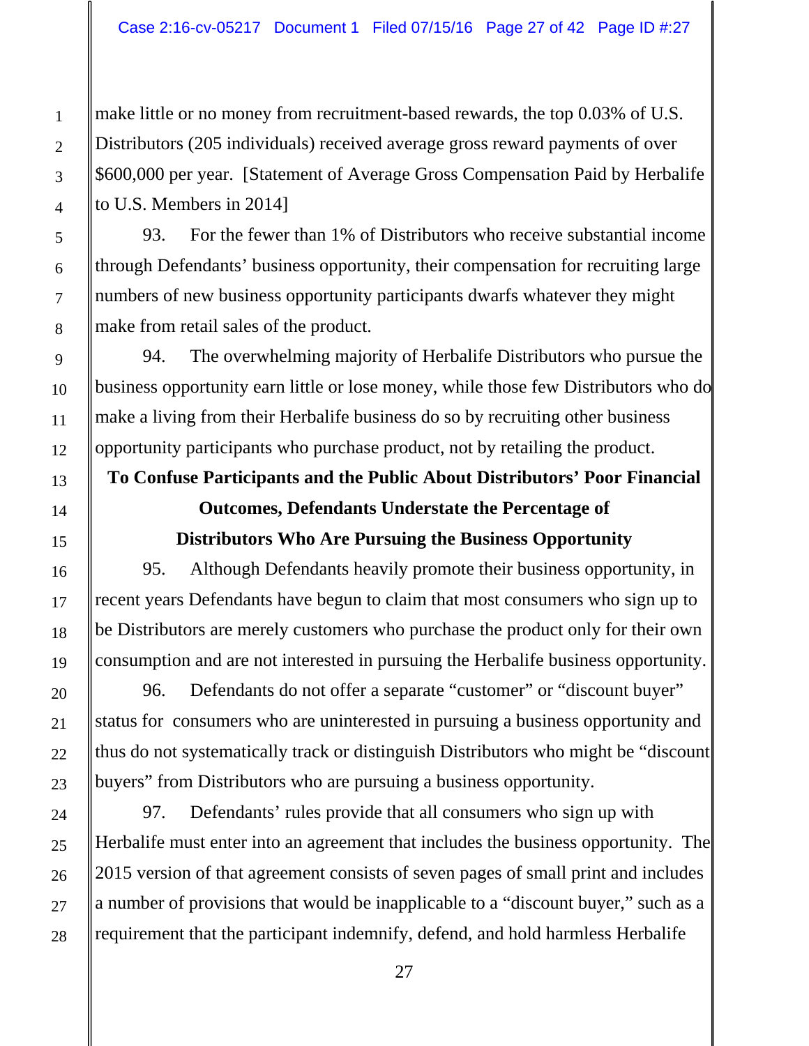make little or no money from recruitment-based rewards, the top 0.03% of U.S. Distributors (205 individuals) received average gross reward payments of over $600,000 per year. [Statement of Average Gross Compensation Paid by Herbalife to U.S. Members in 2014]

93. For the fewer than 1% of Distributors who receive substantial income through Defendants' business opportunity, their compensation for recruiting large numbers of new business opportunity participants dwarfs whatever they might make from retail sales of the product.

94. The overwhelming majority of Herbalife Distributors who pursue the business opportunity earn little or lose money, while those few Distributors who do make a living from their Herbalife business do so by recruiting other business opportunity participants who purchase product, not by retailing the product.

**To Confuse Participants and the Public About Distributors' Poor Financial Outcomes, Defendants Understate the Percentage of Distributors Who Are Pursuing the Business Opportunity**

95. Although Defendants heavily promote their business opportunity, in recent years Defendants have begun to claim that most consumers who sign up to be Distributors are merely customers who purchase the product only for their own consumption and are not interested in pursuing the Herbalife business opportunity.

96. Defendants do not offer a separate "customer" or "discount buyer" status for consumers who are uninterested in pursuing a business opportunity and thus do not systematically track or distinguish Distributors who might be "discount buyers" from Distributors who are pursuing a business opportunity.

97. Defendants' rules provide that all consumers who sign up with Herbalife must enter into an agreement that includes the business opportunity. The 2015 version of that agreement consists of seven pages of small print and includes a number of provisions that would be inapplicable to a "discount buyer," such as a requirement that the participant indemnify, defend, and hold harmless Herbalife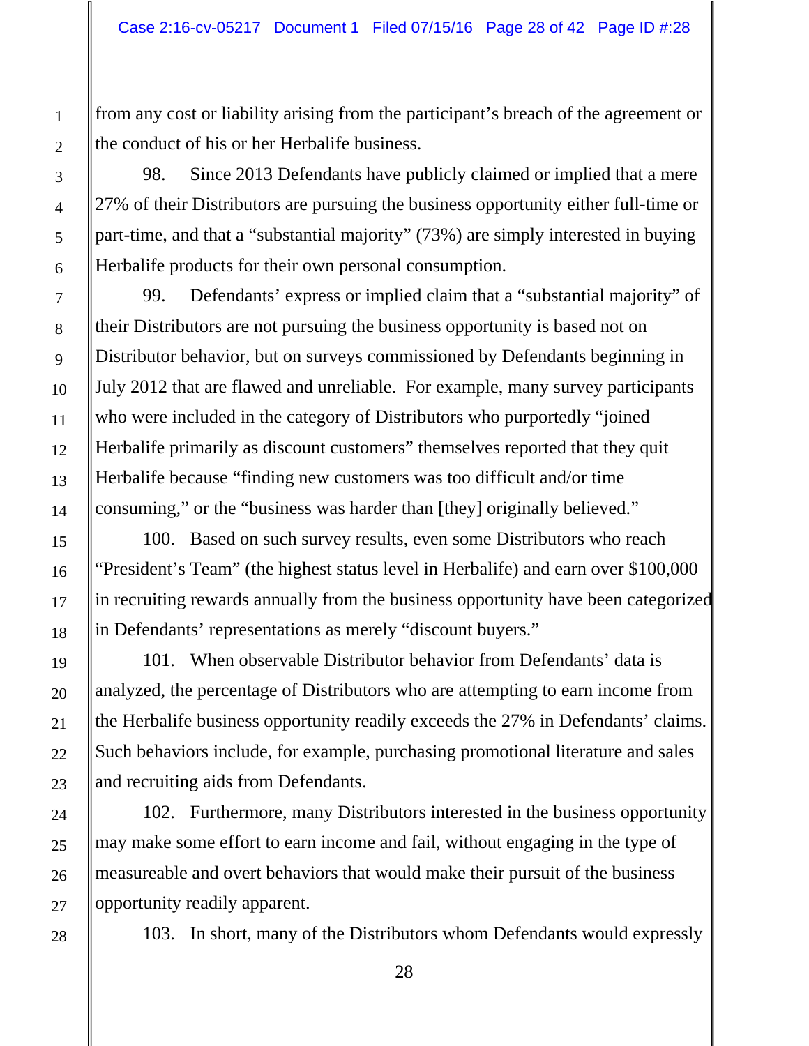from any cost or liability arising from the participant's breach of the agreement or the conduct of his or her Herbalife business.

98. Since 2013 Defendants have publicly claimed or implied that a mere 27% of their Distributors are pursuing the business opportunity either full-time or part-time, and that a "substantial majority" (73%) are simply interested in buying Herbalife products for their own personal consumption.

99. Defendants' express or implied claim that a "substantial majority" of their Distributors are not pursuing the business opportunity is based not on Distributor behavior, but on surveys commissioned by Defendants beginning in July 2012 that are flawed and unreliable. For example, many survey participants who were included in the category of Distributors who purportedly "joined Herbalife primarily as discount customers" themselves reported that they quit Herbalife because "finding new customers was too difficult and/or time consuming," or the "business was harder than [they] originally believed."

100. Based on such survey results, even some Distributors who reach "President's Team" (the highest status level in Herbalife) and earn over $100,000 in recruiting rewards annually from the business opportunity have been categorized in Defendants' representations as merely "discount buyers."

101. When observable Distributor behavior from Defendants' data is analyzed, the percentage of Distributors who are attempting to earn income from the Herbalife business opportunity readily exceeds the 27% in Defendants' claims. Such behaviors include, for example, purchasing promotional literature and sales and recruiting aids from Defendants.

102. Furthermore, many Distributors interested in the business opportunity may make some effort to earn income and fail, without engaging in the type of measureable and overt behaviors that would make their pursuit of the business opportunity readily apparent.

103. In short, many of the Distributors whom Defendants would expressly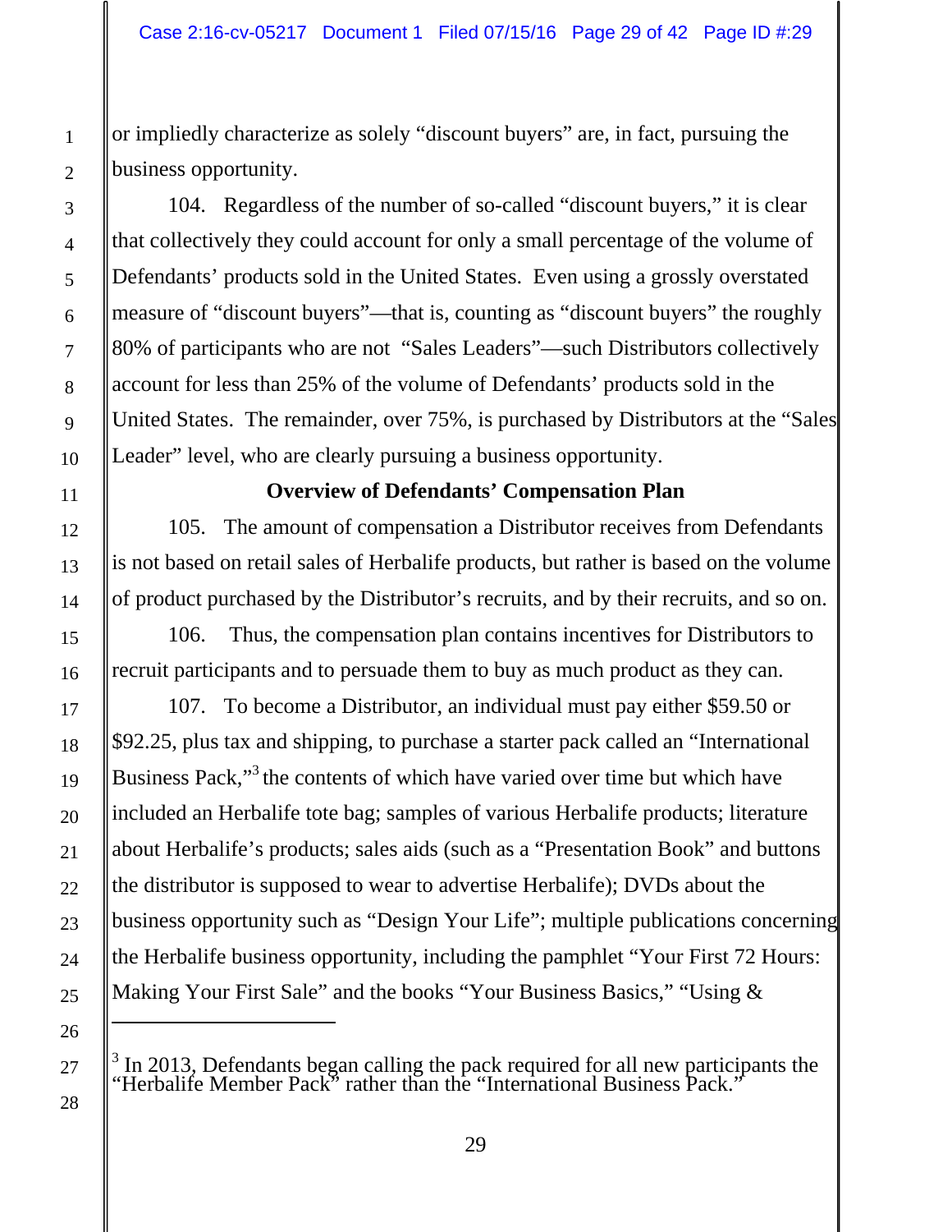or impliedly characterize as solely "discount buyers" are, in fact, pursuing the business opportunity.

104. Regardless of the number of so-called "discount buyers," it is clear that collectively they could account for only a small percentage of the volume of Defendants' products sold in the United States. Even using a grossly overstated measure of "discount buyers"—that is, counting as "discount buyers" the roughly 80% of participants who are not "Sales Leaders"—such Distributors collectively account for less than 25% of the volume of Defendants' products sold in the United States. The remainder, over 75%, is purchased by Distributors at the "Sales Leader" level, who are clearly pursuing a business opportunity.

**Overview of Defendants' Compensation Plan**

105. The amount of compensation a Distributor receives from Defendants is not based on retail sales of Herbalife products, but rather is based on the volume of product purchased by the Distributor's recruits, and by their recruits, and so on.

106. Thus, the compensation plan contains incentives for Distributors to recruit participants and to persuade them to buy as much product as they can.

107. To become a Distributor, an individual must pay either $59.50 or $92.25, plus tax and shipping, to purchase a starter pack called an "International Business Pack,"[3] the contents of which have varied over time but which have included an Herbalife tote bag; samples of various Herbalife products; literature about Herbalife's products; sales aids (such as a "Presentation Book" and buttons the distributor is supposed to wear to advertise Herbalife); DVDs about the business opportunity such as "Design Your Life"; multiple publications concerning the Herbalife business opportunity, including the pamphlet "Your First 72 Hours: Making Your First Sale" and the books "Your Business Basics," "Using &

---

[3] In 2013, Defendants began calling the pack required for all new participants the "Herbalife Member Pack" rather than the "International Business Pack."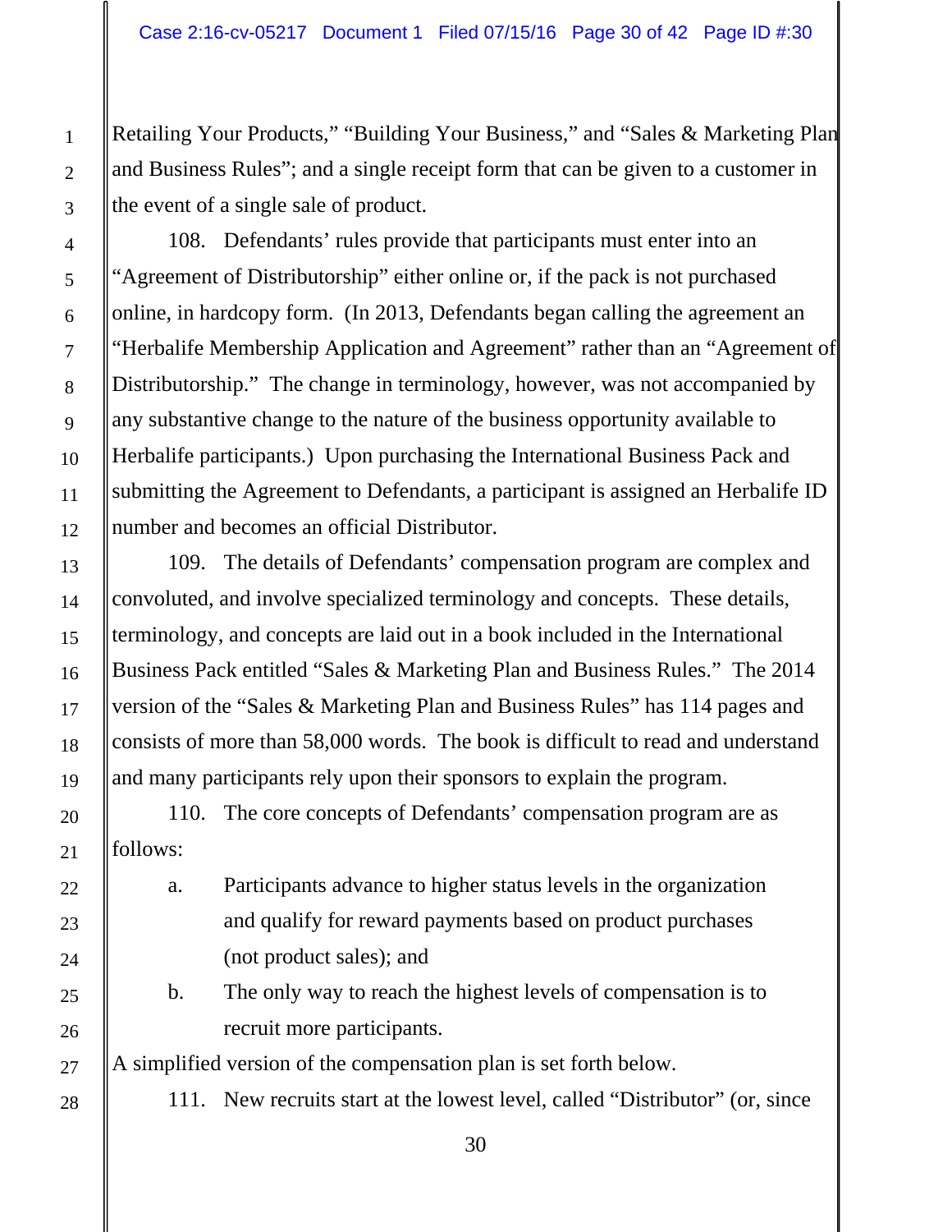Retailing Your Products," "Building Your Business," and "Sales & Marketing Plan and Business Rules"; and a single receipt form that can be given to a customer in the event of a single sale of product.

108. Defendants' rules provide that participants must enter into an "Agreement of Distributorship" either online or, if the pack is not purchased online, in hardcopy form. (In 2013, Defendants began calling the agreement an "Herbalife Membership Application and Agreement" rather than an "Agreement of Distributorship." The change in terminology, however, was not accompanied by any substantive change to the nature of the business opportunity available to Herbalife participants.) Upon purchasing the International Business Pack and submitting the Agreement to Defendants, a participant is assigned an Herbalife ID number and becomes an official Distributor.

109. The details of Defendants' compensation program are complex and convoluted, and involve specialized terminology and concepts. These details, terminology, and concepts are laid out in a book included in the International Business Pack entitled "Sales & Marketing Plan and Business Rules." The 2014 version of the "Sales & Marketing Plan and Business Rules" has 114 pages and consists of more than 58,000 words. The book is difficult to read and understand and many participants rely upon their sponsors to explain the program.

110. The core concepts of Defendants' compensation program are as follows:

a. Participants advance to higher status levels in the organization and qualify for reward payments based on product purchases (not product sales); and

b. The only way to reach the highest levels of compensation is to recruit more participants.

A simplified version of the compensation plan is set forth below.

111. New recruits start at the lowest level, called "Distributor" (or, since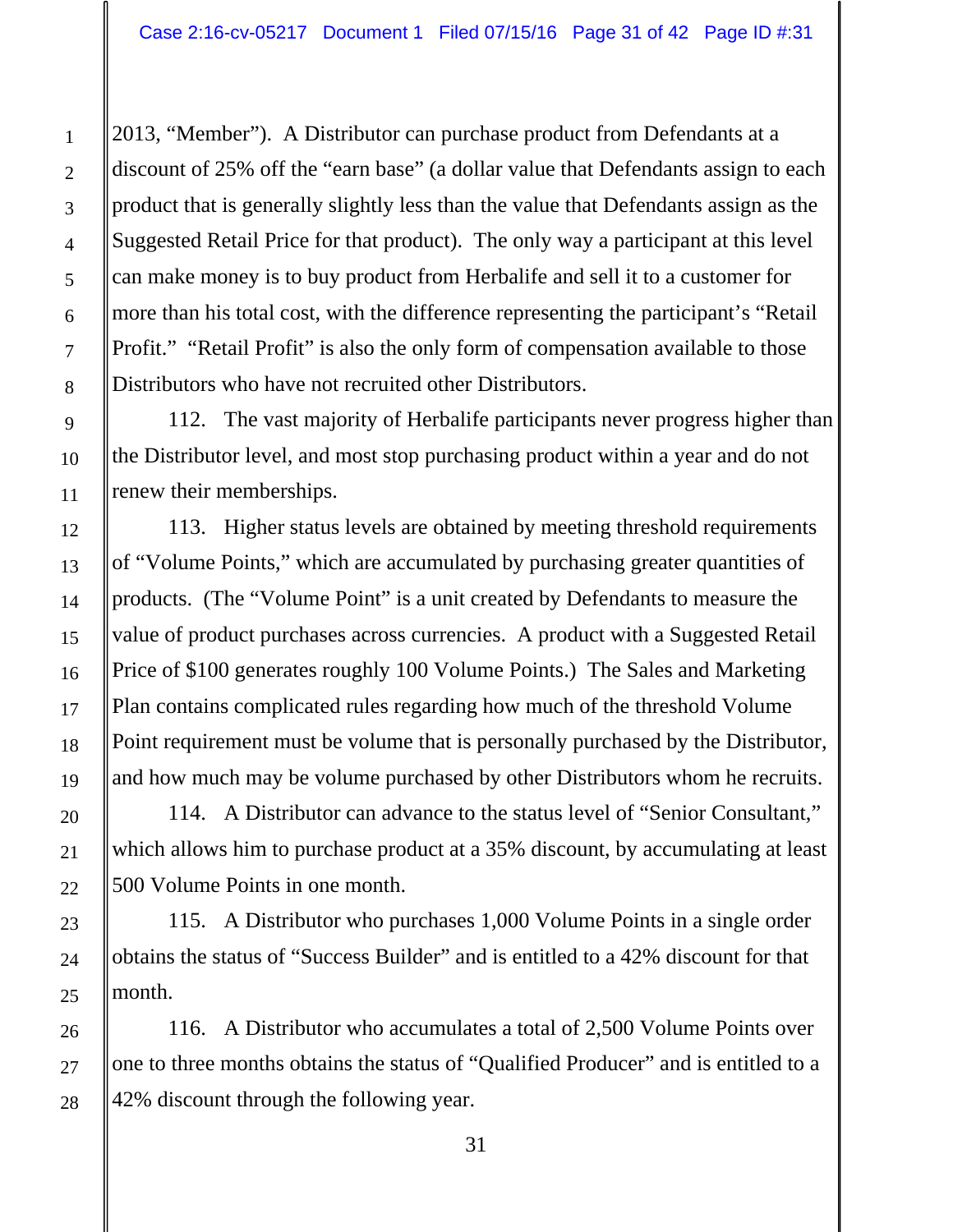2013, "Member"). A Distributor can purchase product from Defendants at a discount of 25% off the "earn base" (a dollar value that Defendants assign to each product that is generally slightly less than the value that Defendants assign as the Suggested Retail Price for that product). The only way a participant at this level can make money is to buy product from Herbalife and sell it to a customer for more than his total cost, with the difference representing the participant's "Retail Profit." "Retail Profit" is also the only form of compensation available to those Distributors who have not recruited other Distributors.

112. The vast majority of Herbalife participants never progress higher than the Distributor level, and most stop purchasing product within a year and do not renew their memberships.

113. Higher status levels are obtained by meeting threshold requirements of "Volume Points," which are accumulated by purchasing greater quantities of products. (The "Volume Point" is a unit created by Defendants to measure the value of product purchases across currencies. A product with a Suggested Retail Price of $100 generates roughly 100 Volume Points.) The Sales and Marketing Plan contains complicated rules regarding how much of the threshold Volume Point requirement must be volume that is personally purchased by the Distributor, and how much may be volume purchased by other Distributors whom he recruits.

114. A Distributor can advance to the status level of "Senior Consultant," which allows him to purchase product at a 35% discount, by accumulating at least 500 Volume Points in one month.

115. A Distributor who purchases 1,000 Volume Points in a single order obtains the status of "Success Builder" and is entitled to a 42% discount for that month.

116. A Distributor who accumulates a total of 2,500 Volume Points over one to three months obtains the status of "Qualified Producer" and is entitled to a 42% discount through the following year.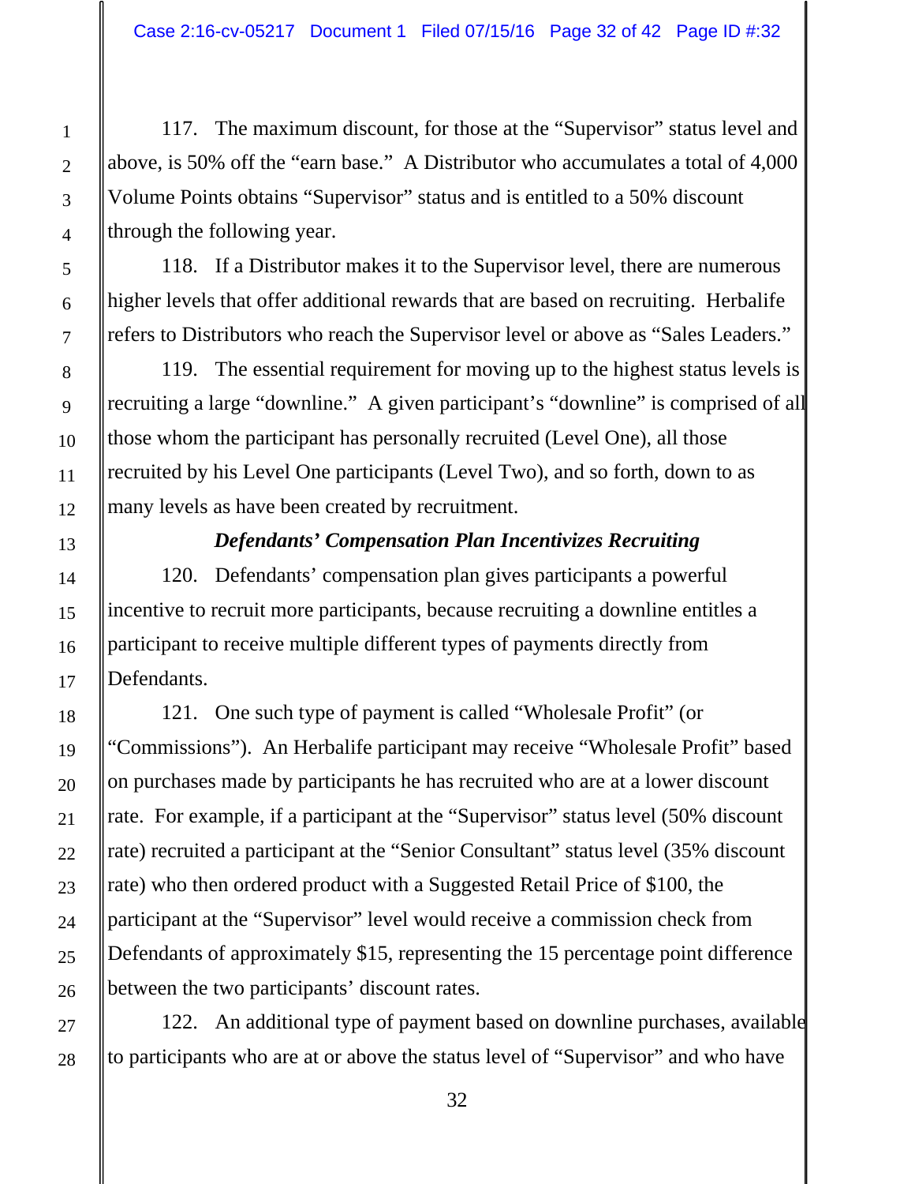117. The maximum discount, for those at the "Supervisor" status level and above, is 50% off the "earn base." A Distributor who accumulates a total of 4,000 Volume Points obtains "Supervisor" status and is entitled to a 50% discount through the following year.

118. If a Distributor makes it to the Supervisor level, there are numerous higher levels that offer additional rewards that are based on recruiting. Herbalife refers to Distributors who reach the Supervisor level or above as "Sales Leaders."

119. The essential requirement for moving up to the highest status levels is recruiting a large "downline." A given participant's "downline" is comprised of all those whom the participant has personally recruited (Level One), all those recruited by his Level One participants (Level Two), and so forth, down to as many levels as have been created by recruitment.

### *Defendants' Compensation Plan Incentivizes Recruiting*

120. Defendants' compensation plan gives participants a powerful incentive to recruit more participants, because recruiting a downline entitles a participant to receive multiple different types of payments directly from Defendants.

121. One such type of payment is called "Wholesale Profit" (or "Commissions"). An Herbalife participant may receive "Wholesale Profit" based on purchases made by participants he has recruited who are at a lower discount rate. For example, if a participant at the "Supervisor" status level (50% discount rate) recruited a participant at the "Senior Consultant" status level (35% discount rate) who then ordered product with a Suggested Retail Price of $100, the participant at the "Supervisor" level would receive a commission check from Defendants of approximately $15, representing the 15 percentage point difference between the two participants' discount rates.

122. An additional type of payment based on downline purchases, available to participants who are at or above the status level of "Supervisor" and who have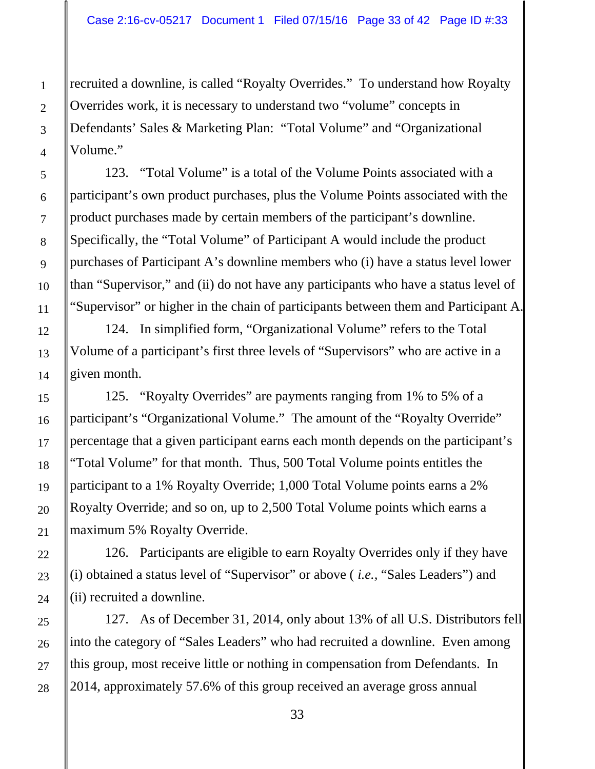recruited a downline, is called "Royalty Overrides." To understand how Royalty Overrides work, it is necessary to understand two "volume" concepts in Defendants' Sales & Marketing Plan: "Total Volume" and "Organizational Volume."

123. "Total Volume" is a total of the Volume Points associated with a participant's own product purchases, plus the Volume Points associated with the product purchases made by certain members of the participant's downline. Specifically, the "Total Volume" of Participant A would include the product purchases of Participant A's downline members who (i) have a status level lower than "Supervisor," and (ii) do not have any participants who have a status level of "Supervisor" or higher in the chain of participants between them and Participant A.

124. In simplified form, "Organizational Volume" refers to the Total Volume of a participant's first three levels of "Supervisors" who are active in a given month.

125. "Royalty Overrides" are payments ranging from 1% to 5% of a participant's "Organizational Volume." The amount of the "Royalty Override" percentage that a given participant earns each month depends on the participant's "Total Volume" for that month. Thus, 500 Total Volume points entitles the participant to a 1% Royalty Override; 1,000 Total Volume points earns a 2% Royalty Override; and so on, up to 2,500 Total Volume points which earns a maximum 5% Royalty Override.

126. Participants are eligible to earn Royalty Overrides only if they have (i) obtained a status level of "Supervisor" or above ( *i.e.*, "Sales Leaders") and (ii) recruited a downline.

127. As of December 31, 2014, only about 13% of all U.S. Distributors fell into the category of "Sales Leaders" who had recruited a downline. Even among this group, most receive little or nothing in compensation from Defendants. In 2014, approximately 57.6% of this group received an average gross annual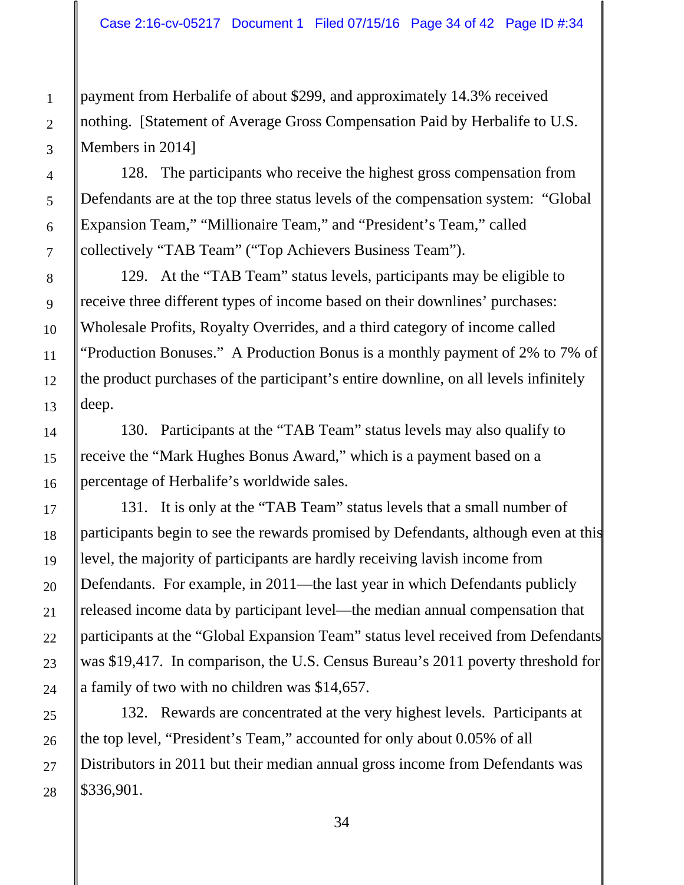payment from Herbalife of about $299, and approximately 14.3% received nothing. [Statement of Average Gross Compensation Paid by Herbalife to U.S. Members in 2014]

128. The participants who receive the highest gross compensation from Defendants are at the top three status levels of the compensation system: "Global Expansion Team," "Millionaire Team," and "President's Team," called collectively "TAB Team" ("Top Achievers Business Team").

129. At the "TAB Team" status levels, participants may be eligible to receive three different types of income based on their downlines' purchases: Wholesale Profits, Royalty Overrides, and a third category of income called "Production Bonuses." A Production Bonus is a monthly payment of 2% to 7% of the product purchases of the participant's entire downline, on all levels infinitely deep.

130. Participants at the "TAB Team" status levels may also qualify to receive the "Mark Hughes Bonus Award," which is a payment based on a percentage of Herbalife's worldwide sales.

131. It is only at the "TAB Team" status levels that a small number of participants begin to see the rewards promised by Defendants, although even at this level, the majority of participants are hardly receiving lavish income from Defendants. For example, in 2011—the last year in which Defendants publicly released income data by participant level—the median annual compensation that participants at the "Global Expansion Team" status level received from Defendants was $19,417. In comparison, the U.S. Census Bureau's 2011 poverty threshold for a family of two with no children was $14,657.

132. Rewards are concentrated at the very highest levels. Participants at the top level, "President's Team," accounted for only about 0.05% of all Distributors in 2011 but their median annual gross income from Defendants was $336,901.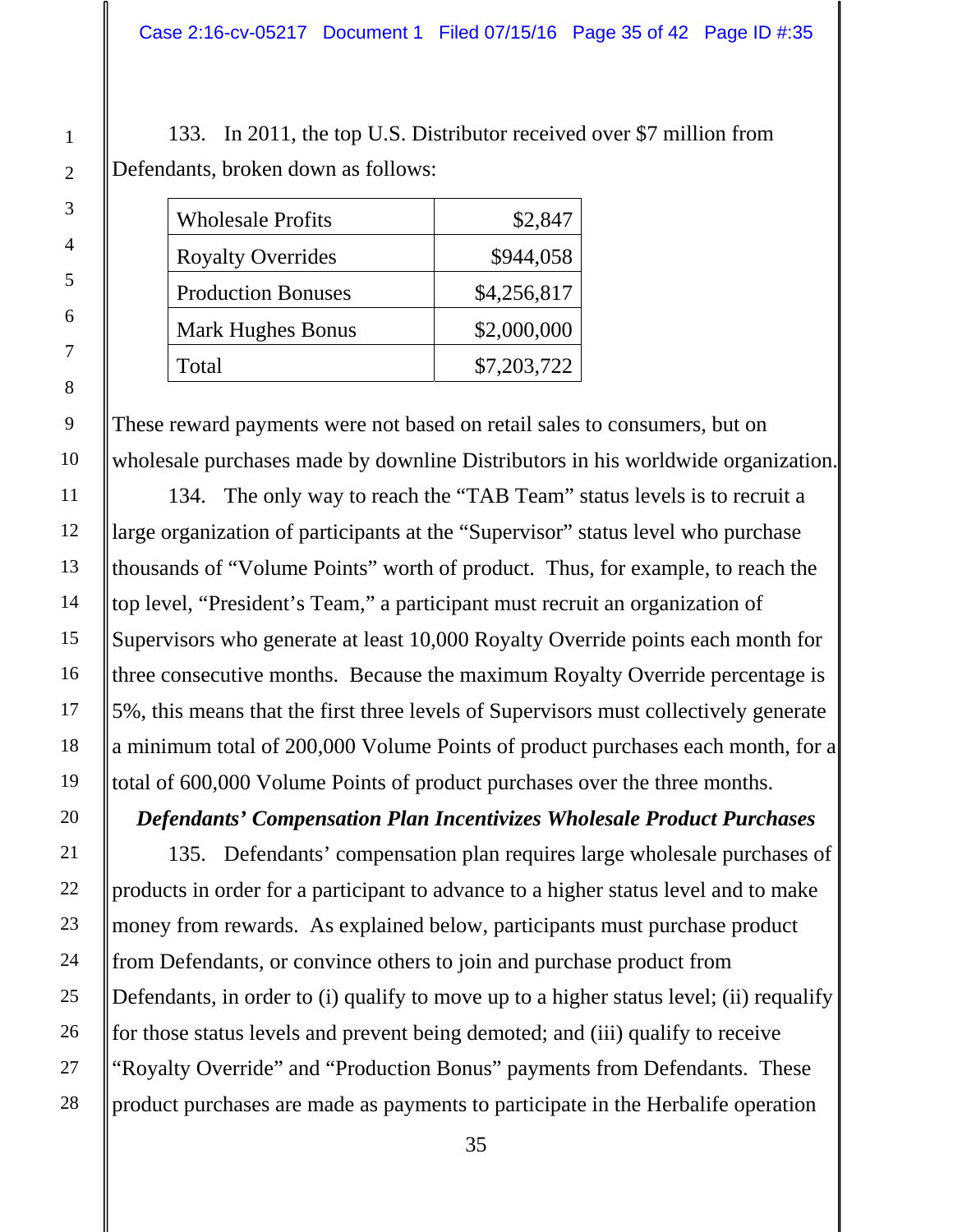133. In 2011, the top U.S. Distributor received over $7 million from Defendants, broken down as follows:

| | |
|---|---:|
| Wholesale Profits | $2,847 |
| Royalty Overrides | $944,058 |
| Production Bonuses | $4,256,817 |
| Mark Hughes Bonus | $2,000,000 |
| Total | $7,203,722 |

These reward payments were not based on retail sales to consumers, but on wholesale purchases made by downline Distributors in his worldwide organization.

134. The only way to reach the "TAB Team" status levels is to recruit a large organization of participants at the "Supervisor" status level who purchase thousands of "Volume Points" worth of product. Thus, for example, to reach the top level, "President's Team," a participant must recruit an organization of Supervisors who generate at least 10,000 Royalty Override points each month for three consecutive months. Because the maximum Royalty Override percentage is 5%, this means that the first three levels of Supervisors must collectively generate a minimum total of 200,000 Volume Points of product purchases each month, for a total of 600,000 Volume Points of product purchases over the three months.

***Defendants' Compensation Plan Incentivizes Wholesale Product Purchases***

135. Defendants' compensation plan requires large wholesale purchases of products in order for a participant to advance to a higher status level and to make money from rewards. As explained below, participants must purchase product from Defendants, or convince others to join and purchase product from Defendants, in order to (i) qualify to move up to a higher status level; (ii) requalify for those status levels and prevent being demoted; and (iii) qualify to receive "Royalty Override" and "Production Bonus" payments from Defendants. These product purchases are made as payments to participate in the Herbalife operation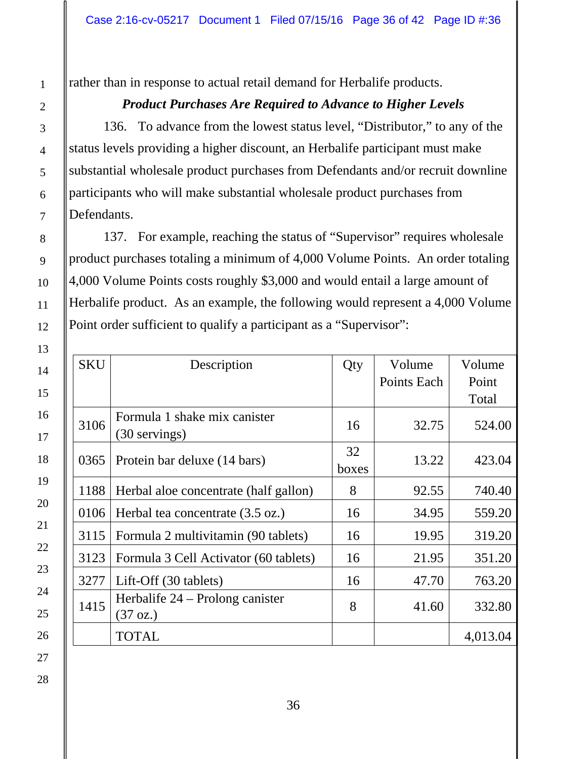rather than in response to actual retail demand for Herbalife products.

***Product Purchases Are Required to Advance to Higher Levels***

136. To advance from the lowest status level, "Distributor," to any of the status levels providing a higher discount, an Herbalife participant must make substantial wholesale product purchases from Defendants and/or recruit downline participants who will make substantial wholesale product purchases from Defendants.

137. For example, reaching the status of "Supervisor" requires wholesale product purchases totaling a minimum of 4,000 Volume Points. An order totaling 4,000 Volume Points costs roughly $3,000 and would entail a large amount of Herbalife product. As an example, the following would represent a 4,000 Volume Point order sufficient to qualify a participant as a "Supervisor":

| SKU | Description | Qty | Volume Points Each | Volume Point Total |
|---|---|---|---|---|
| 3106 | Formula 1 shake mix canister (30 servings) | 16 | 32.75 | 524.00 |
| 0365 | Protein bar deluxe (14 bars) | 32 boxes | 13.22 | 423.04 |
| 1188 | Herbal aloe concentrate (half gallon) | 8 | 92.55 | 740.40 |
| 0106 | Herbal tea concentrate (3.5 oz.) | 16 | 34.95 | 559.20 |
| 3115 | Formula 2 multivitamin (90 tablets) | 16 | 19.95 | 319.20 |
| 3123 | Formula 3 Cell Activator (60 tablets) | 16 | 21.95 | 351.20 |
| 3277 | Lift-Off (30 tablets) | 16 | 47.70 | 763.20 |
| 1415 | Herbalife 24 – Prolong canister (37 oz.) | 8 | 41.60 | 332.80 |
| | TOTAL | | | 4,013.04 |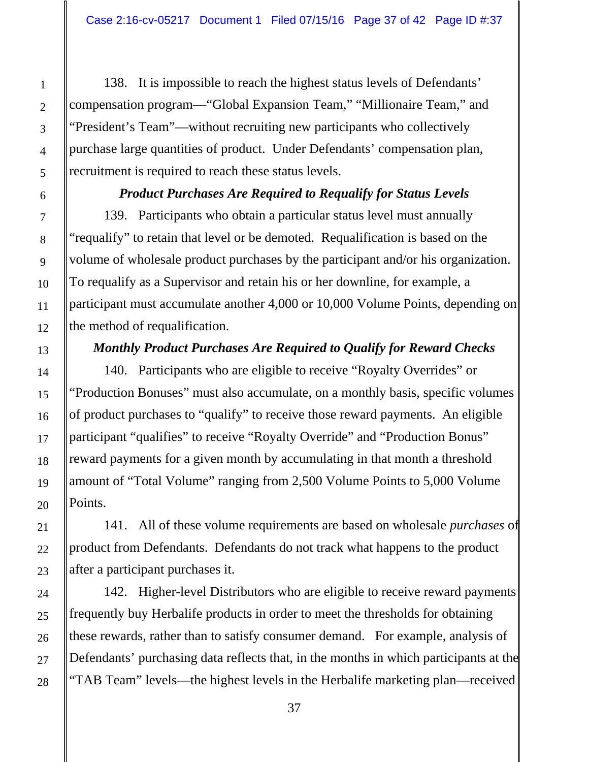138. It is impossible to reach the highest status levels of Defendants' compensation program—"Global Expansion Team," "Millionaire Team," and "President's Team"—without recruiting new participants who collectively purchase large quantities of product. Under Defendants' compensation plan, recruitment is required to reach these status levels.

***Product Purchases Are Required to Requalify for Status Levels***

139. Participants who obtain a particular status level must annually "requalify" to retain that level or be demoted. Requalification is based on the volume of wholesale product purchases by the participant and/or his organization. To requalify as a Supervisor and retain his or her downline, for example, a participant must accumulate another 4,000 or 10,000 Volume Points, depending on the method of requalification.

***Monthly Product Purchases Are Required to Qualify for Reward Checks***

140. Participants who are eligible to receive "Royalty Overrides" or "Production Bonuses" must also accumulate, on a monthly basis, specific volumes of product purchases to "qualify" to receive those reward payments. An eligible participant "qualifies" to receive "Royalty Override" and "Production Bonus" reward payments for a given month by accumulating in that month a threshold amount of "Total Volume" ranging from 2,500 Volume Points to 5,000 Volume Points.

141. All of these volume requirements are based on wholesale *purchases* of product from Defendants. Defendants do not track what happens to the product after a participant purchases it.

142. Higher-level Distributors who are eligible to receive reward payments frequently buy Herbalife products in order to meet the thresholds for obtaining these rewards, rather than to satisfy consumer demand. For example, analysis of Defendants' purchasing data reflects that, in the months in which participants at the "TAB Team" levels—the highest levels in the Herbalife marketing plan—received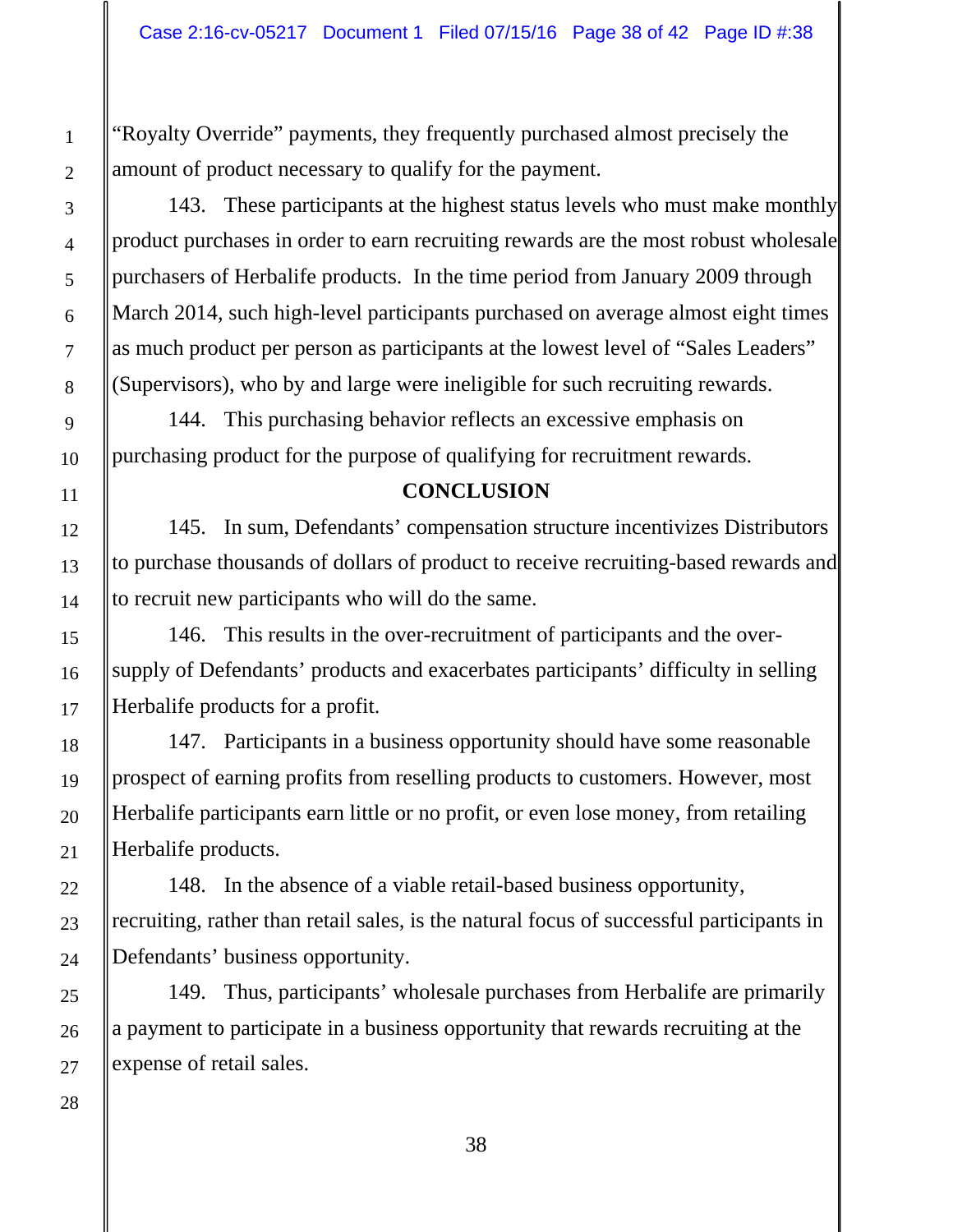"Royalty Override" payments, they frequently purchased almost precisely the amount of product necessary to qualify for the payment.

143. These participants at the highest status levels who must make monthly product purchases in order to earn recruiting rewards are the most robust wholesale purchasers of Herbalife products. In the time period from January 2009 through March 2014, such high-level participants purchased on average almost eight times as much product per person as participants at the lowest level of "Sales Leaders" (Supervisors), who by and large were ineligible for such recruiting rewards.

144. This purchasing behavior reflects an excessive emphasis on purchasing product for the purpose of qualifying for recruitment rewards.

## CONCLUSION

145. In sum, Defendants' compensation structure incentivizes Distributors to purchase thousands of dollars of product to receive recruiting-based rewards and to recruit new participants who will do the same.

146. This results in the over-recruitment of participants and the over-supply of Defendants' products and exacerbates participants' difficulty in selling Herbalife products for a profit.

147. Participants in a business opportunity should have some reasonable prospect of earning profits from reselling products to customers. However, most Herbalife participants earn little or no profit, or even lose money, from retailing Herbalife products.

148. In the absence of a viable retail-based business opportunity, recruiting, rather than retail sales, is the natural focus of successful participants in Defendants' business opportunity.

149. Thus, participants' wholesale purchases from Herbalife are primarily a payment to participate in a business opportunity that rewards recruiting at the expense of retail sales.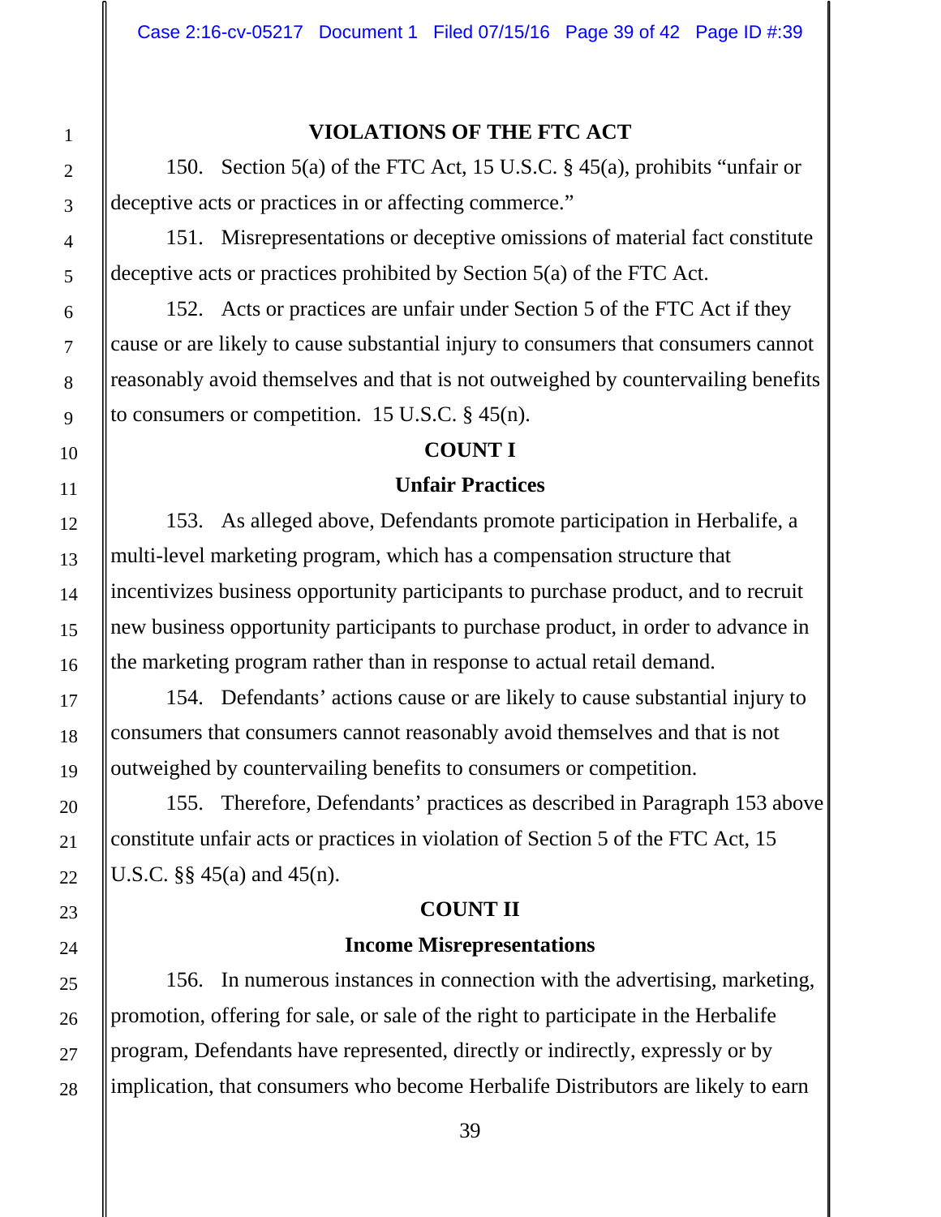## VIOLATIONS OF THE FTC ACT

150. Section 5(a) of the FTC Act, 15 U.S.C. § 45(a), prohibits "unfair or deceptive acts or practices in or affecting commerce."

151. Misrepresentations or deceptive omissions of material fact constitute deceptive acts or practices prohibited by Section 5(a) of the FTC Act.

152. Acts or practices are unfair under Section 5 of the FTC Act if they cause or are likely to cause substantial injury to consumers that consumers cannot reasonably avoid themselves and that is not outweighed by countervailing benefits to consumers or competition. 15 U.S.C. § 45(n).

### COUNT I

### Unfair Practices

153. As alleged above, Defendants promote participation in Herbalife, a multi-level marketing program, which has a compensation structure that incentivizes business opportunity participants to purchase product, and to recruit new business opportunity participants to purchase product, in order to advance in the marketing program rather than in response to actual retail demand.

154. Defendants' actions cause or are likely to cause substantial injury to consumers that consumers cannot reasonably avoid themselves and that is not outweighed by countervailing benefits to consumers or competition.

155. Therefore, Defendants' practices as described in Paragraph 153 above constitute unfair acts or practices in violation of Section 5 of the FTC Act, 15 U.S.C. §§ 45(a) and 45(n).

### COUNT II

### Income Misrepresentations

156. In numerous instances in connection with the advertising, marketing, promotion, offering for sale, or sale of the right to participate in the Herbalife program, Defendants have represented, directly or indirectly, expressly or by implication, that consumers who become Herbalife Distributors are likely to earn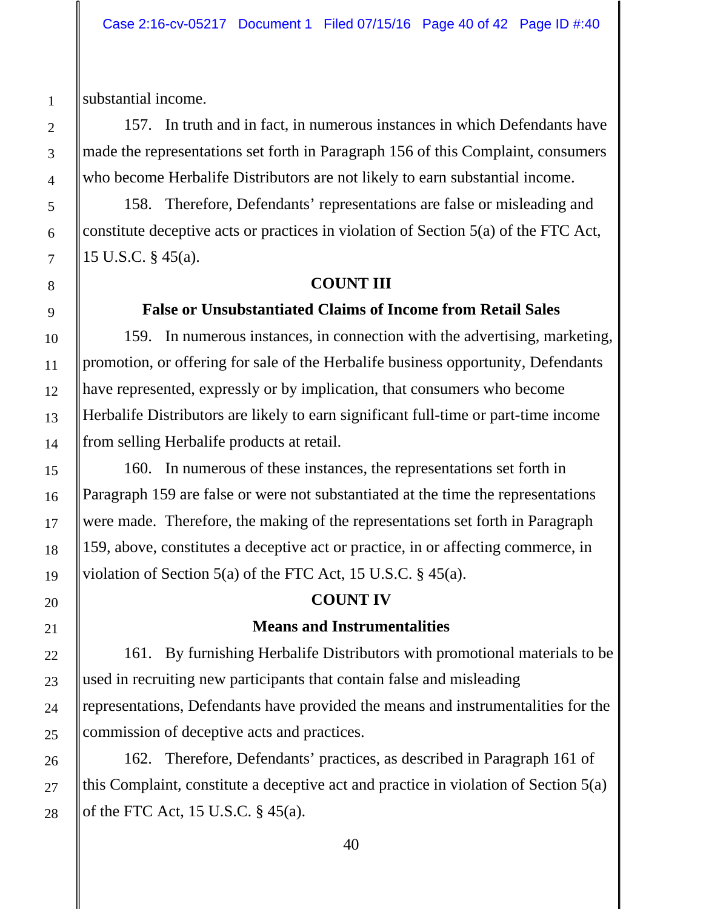substantial income.

157. In truth and in fact, in numerous instances in which Defendants have made the representations set forth in Paragraph 156 of this Complaint, consumers who become Herbalife Distributors are not likely to earn substantial income.

158. Therefore, Defendants' representations are false or misleading and constitute deceptive acts or practices in violation of Section 5(a) of the FTC Act, 15 U.S.C. § 45(a).

**COUNT III**

**False or Unsubstantiated Claims of Income from Retail Sales**

159. In numerous instances, in connection with the advertising, marketing, promotion, or offering for sale of the Herbalife business opportunity, Defendants have represented, expressly or by implication, that consumers who become Herbalife Distributors are likely to earn significant full-time or part-time income from selling Herbalife products at retail.

160. In numerous of these instances, the representations set forth in Paragraph 159 are false or were not substantiated at the time the representations were made. Therefore, the making of the representations set forth in Paragraph 159, above, constitutes a deceptive act or practice, in or affecting commerce, in violation of Section 5(a) of the FTC Act, 15 U.S.C. § 45(a).

**COUNT IV**

**Means and Instrumentalities**

161. By furnishing Herbalife Distributors with promotional materials to be used in recruiting new participants that contain false and misleading representations, Defendants have provided the means and instrumentalities for the commission of deceptive acts and practices.

162. Therefore, Defendants' practices, as described in Paragraph 161 of this Complaint, constitute a deceptive act and practice in violation of Section 5(a) of the FTC Act, 15 U.S.C. § 45(a).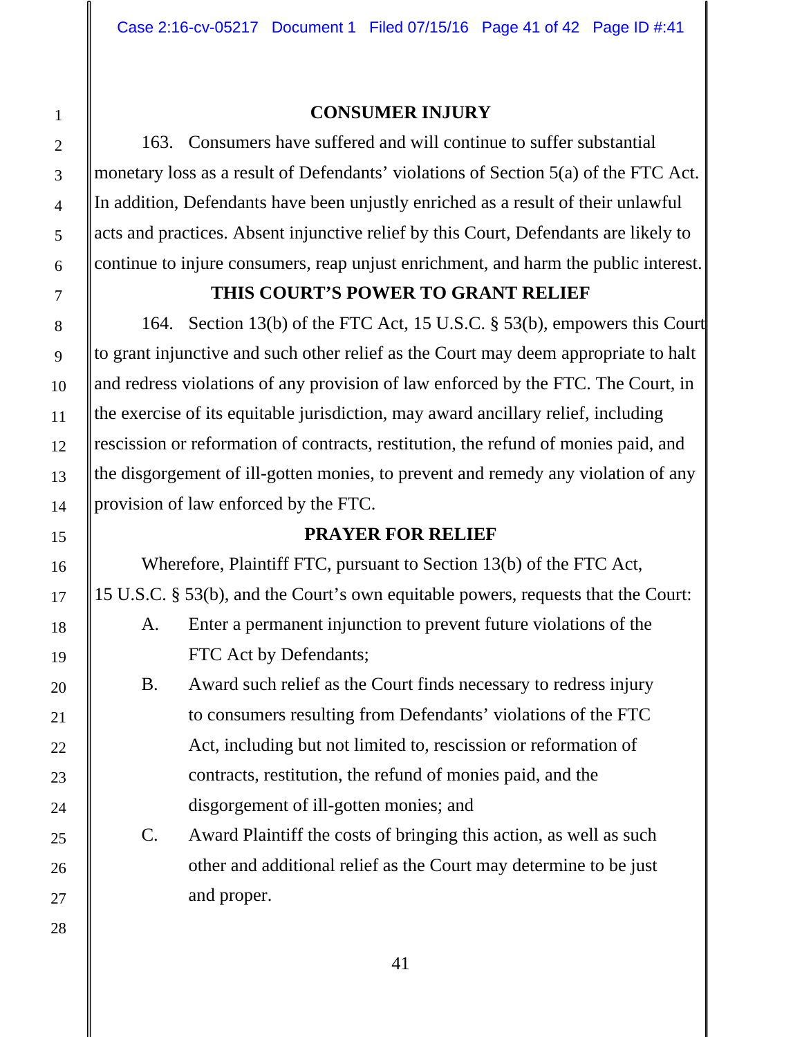## CONSUMER INJURY

163. Consumers have suffered and will continue to suffer substantial monetary loss as a result of Defendants' violations of Section 5(a) of the FTC Act. In addition, Defendants have been unjustly enriched as a result of their unlawful acts and practices. Absent injunctive relief by this Court, Defendants are likely to continue to injure consumers, reap unjust enrichment, and harm the public interest.

## THIS COURT'S POWER TO GRANT RELIEF

164. Section 13(b) of the FTC Act, 15 U.S.C. § 53(b), empowers this Court to grant injunctive and such other relief as the Court may deem appropriate to halt and redress violations of any provision of law enforced by the FTC. The Court, in the exercise of its equitable jurisdiction, may award ancillary relief, including rescission or reformation of contracts, restitution, the refund of monies paid, and the disgorgement of ill-gotten monies, to prevent and remedy any violation of any provision of law enforced by the FTC.

## PRAYER FOR RELIEF

Wherefore, Plaintiff FTC, pursuant to Section 13(b) of the FTC Act, 15 U.S.C. § 53(b), and the Court's own equitable powers, requests that the Court:

A. Enter a permanent injunction to prevent future violations of the FTC Act by Defendants;

B. Award such relief as the Court finds necessary to redress injury to consumers resulting from Defendants' violations of the FTC Act, including but not limited to, rescission or reformation of contracts, restitution, the refund of monies paid, and the disgorgement of ill-gotten monies; and

C. Award Plaintiff the costs of bringing this action, as well as such other and additional relief as the Court may determine to be just and proper.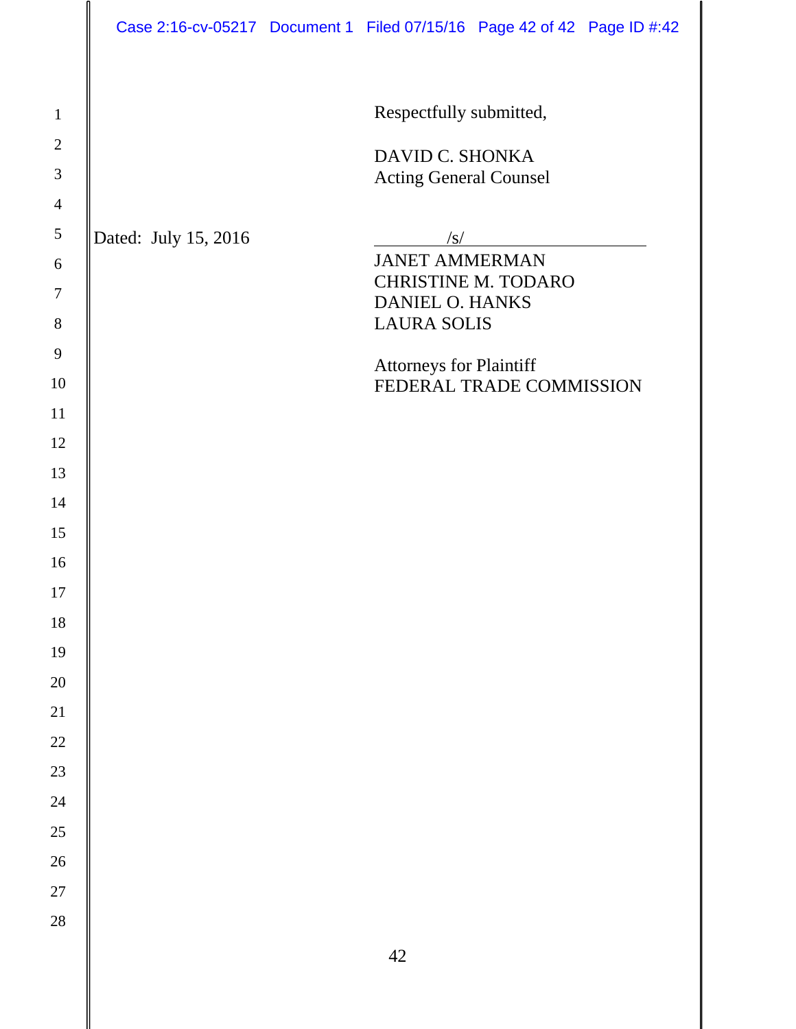Respectfully submitted,

DAVID C. SHONKA
Acting General Counsel

Dated: July 15, 2016

/s/
JANET AMMERMAN
CHRISTINE M. TODARO
DANIEL O. HANKS
LAURA SOLIS

Attorneys for Plaintiff
FEDERAL TRADE COMMISSION